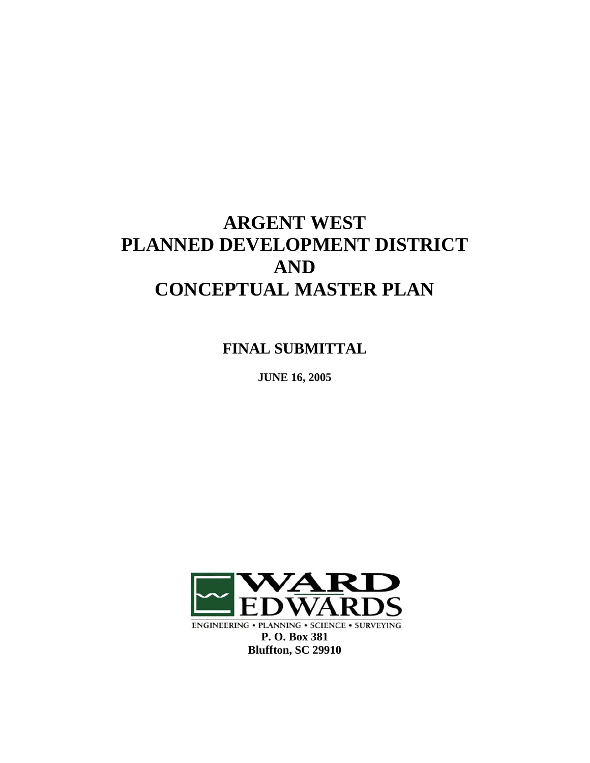# ARGENT WEST
# PLANNED DEVELOPMENT DISTRICT
# AND
# CONCEPTUAL MASTER PLAN

## FINAL SUBMITTAL

**JUNE 16, 2005**

WARD EDWARDS

ENGINEERING • PLANNING • SCIENCE • SURVEYING

**P. O. Box 381**
**Bluffton, SC 29910**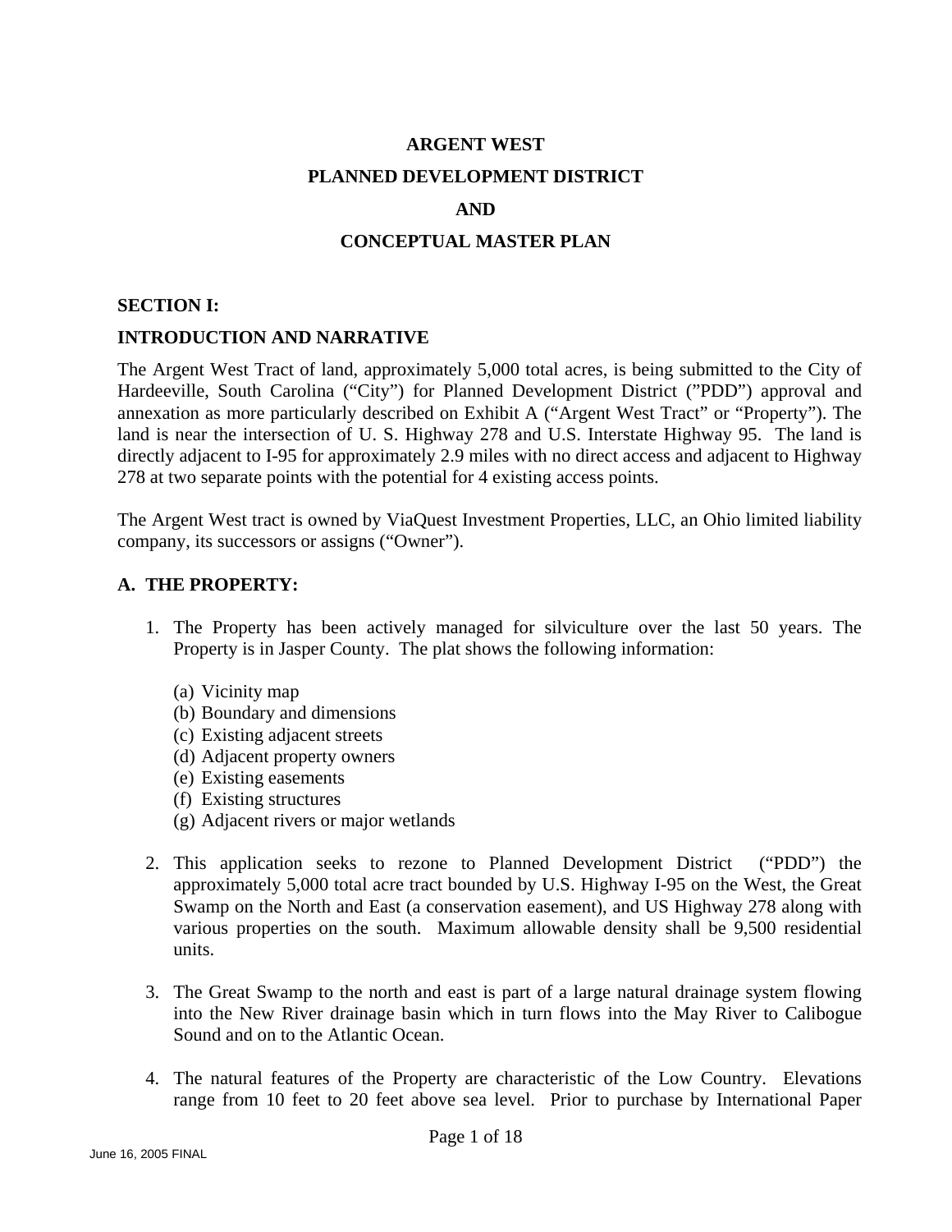# ARGENT WEST

# PLANNED DEVELOPMENT DISTRICT

# AND

# CONCEPTUAL MASTER PLAN

## SECTION I:

## INTRODUCTION AND NARRATIVE

The Argent West Tract of land, approximately 5,000 total acres, is being submitted to the City of Hardeeville, South Carolina ("City") for Planned Development District ("PDD") approval and annexation as more particularly described on Exhibit A ("Argent West Tract" or "Property"). The land is near the intersection of U. S. Highway 278 and U.S. Interstate Highway 95. The land is directly adjacent to I-95 for approximately 2.9 miles with no direct access and adjacent to Highway 278 at two separate points with the potential for 4 existing access points.

The Argent West tract is owned by ViaQuest Investment Properties, LLC, an Ohio limited liability company, its successors or assigns ("Owner").

### A. THE PROPERTY:

1. The Property has been actively managed for silviculture over the last 50 years. The Property is in Jasper County. The plat shows the following information:

   (a) Vicinity map
   (b) Boundary and dimensions
   (c) Existing adjacent streets
   (d) Adjacent property owners
   (e) Existing easements
   (f) Existing structures
   (g) Adjacent rivers or major wetlands

2. This application seeks to rezone to Planned Development District ("PDD") the approximately 5,000 total acre tract bounded by U.S. Highway I-95 on the West, the Great Swamp on the North and East (a conservation easement), and US Highway 278 along with various properties on the south. Maximum allowable density shall be 9,500 residential units.

3. The Great Swamp to the north and east is part of a large natural drainage system flowing into the New River drainage basin which in turn flows into the May River to Calibogue Sound and on to the Atlantic Ocean.

4. The natural features of the Property are characteristic of the Low Country. Elevations range from 10 feet to 20 feet above sea level. Prior to purchase by International Paper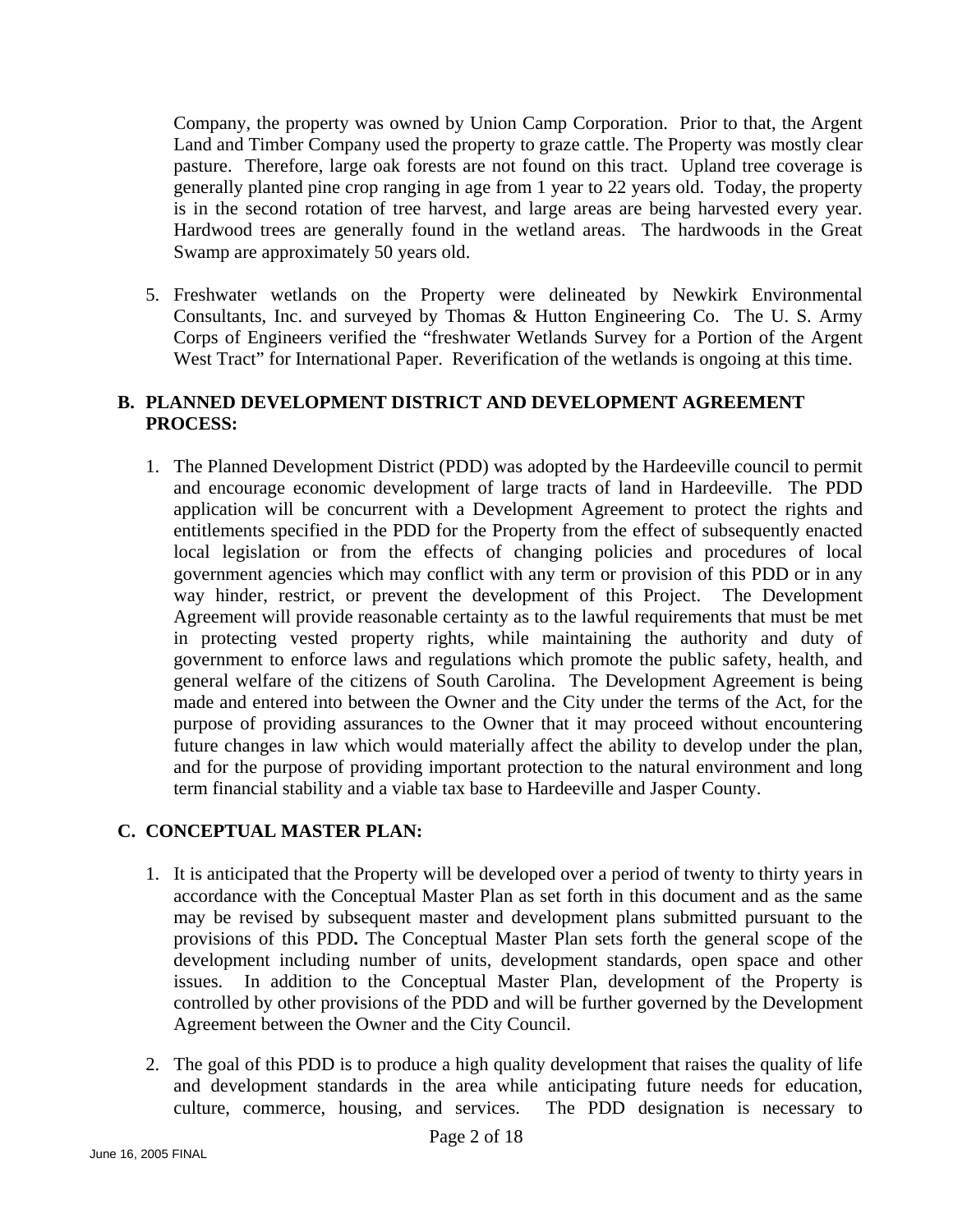Company, the property was owned by Union Camp Corporation. Prior to that, the Argent Land and Timber Company used the property to graze cattle. The Property was mostly clear pasture. Therefore, large oak forests are not found on this tract. Upland tree coverage is generally planted pine crop ranging in age from 1 year to 22 years old. Today, the property is in the second rotation of tree harvest, and large areas are being harvested every year. Hardwood trees are generally found in the wetland areas. The hardwoods in the Great Swamp are approximately 50 years old.

5. Freshwater wetlands on the Property were delineated by Newkirk Environmental Consultants, Inc. and surveyed by Thomas & Hutton Engineering Co. The U. S. Army Corps of Engineers verified the "freshwater Wetlands Survey for a Portion of the Argent West Tract" for International Paper. Reverification of the wetlands is ongoing at this time.

## B. PLANNED DEVELOPMENT DISTRICT AND DEVELOPMENT AGREEMENT PROCESS:

1. The Planned Development District (PDD) was adopted by the Hardeeville council to permit and encourage economic development of large tracts of land in Hardeeville. The PDD application will be concurrent with a Development Agreement to protect the rights and entitlements specified in the PDD for the Property from the effect of subsequently enacted local legislation or from the effects of changing policies and procedures of local government agencies which may conflict with any term or provision of this PDD or in any way hinder, restrict, or prevent the development of this Project. The Development Agreement will provide reasonable certainty as to the lawful requirements that must be met in protecting vested property rights, while maintaining the authority and duty of government to enforce laws and regulations which promote the public safety, health, and general welfare of the citizens of South Carolina. The Development Agreement is being made and entered into between the Owner and the City under the terms of the Act, for the purpose of providing assurances to the Owner that it may proceed without encountering future changes in law which would materially affect the ability to develop under the plan, and for the purpose of providing important protection to the natural environment and long term financial stability and a viable tax base to Hardeeville and Jasper County.

## C. CONCEPTUAL MASTER PLAN:

1. It is anticipated that the Property will be developed over a period of twenty to thirty years in accordance with the Conceptual Master Plan as set forth in this document and as the same may be revised by subsequent master and development plans submitted pursuant to the provisions of this PDD**.** The Conceptual Master Plan sets forth the general scope of the development including number of units, development standards, open space and other issues. In addition to the Conceptual Master Plan, development of the Property is controlled by other provisions of the PDD and will be further governed by the Development Agreement between the Owner and the City Council.

2. The goal of this PDD is to produce a high quality development that raises the quality of life and development standards in the area while anticipating future needs for education, culture, commerce, housing, and services. The PDD designation is necessary to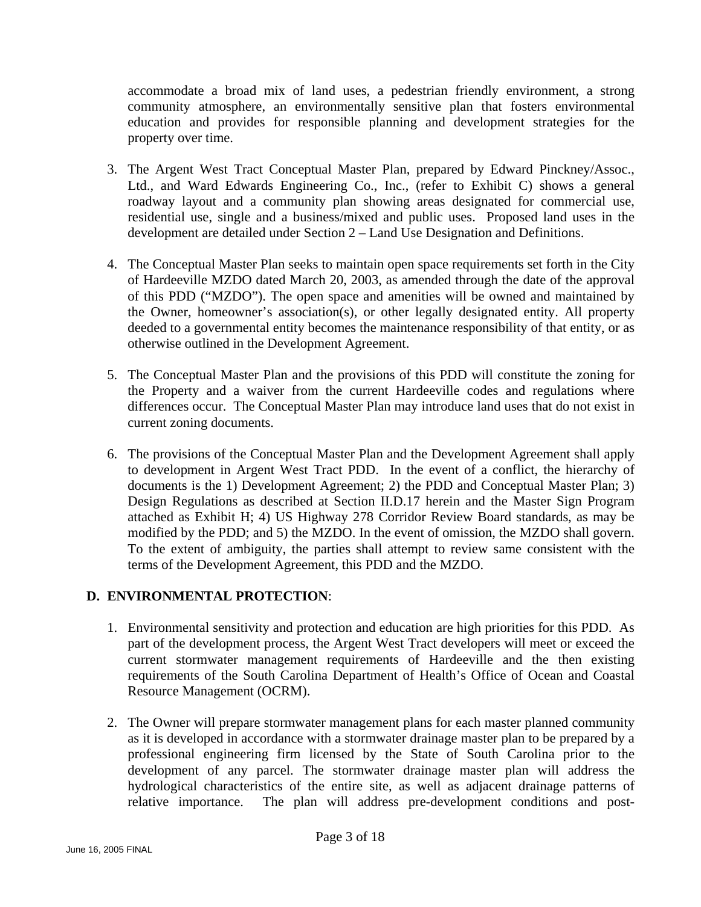accommodate a broad mix of land uses, a pedestrian friendly environment, a strong community atmosphere, an environmentally sensitive plan that fosters environmental education and provides for responsible planning and development strategies for the property over time.

3. The Argent West Tract Conceptual Master Plan, prepared by Edward Pinckney/Assoc., Ltd., and Ward Edwards Engineering Co., Inc., (refer to Exhibit C) shows a general roadway layout and a community plan showing areas designated for commercial use, residential use, single and a business/mixed and public uses. Proposed land uses in the development are detailed under Section 2 – Land Use Designation and Definitions.

4. The Conceptual Master Plan seeks to maintain open space requirements set forth in the City of Hardeeville MZDO dated March 20, 2003, as amended through the date of the approval of this PDD ("MZDO"). The open space and amenities will be owned and maintained by the Owner, homeowner's association(s), or other legally designated entity. All property deeded to a governmental entity becomes the maintenance responsibility of that entity, or as otherwise outlined in the Development Agreement.

5. The Conceptual Master Plan and the provisions of this PDD will constitute the zoning for the Property and a waiver from the current Hardeeville codes and regulations where differences occur. The Conceptual Master Plan may introduce land uses that do not exist in current zoning documents.

6. The provisions of the Conceptual Master Plan and the Development Agreement shall apply to development in Argent West Tract PDD. In the event of a conflict, the hierarchy of documents is the 1) Development Agreement; 2) the PDD and Conceptual Master Plan; 3) Design Regulations as described at Section II.D.17 herein and the Master Sign Program attached as Exhibit H; 4) US Highway 278 Corridor Review Board standards, as may be modified by the PDD; and 5) the MZDO. In the event of omission, the MZDO shall govern. To the extent of ambiguity, the parties shall attempt to review same consistent with the terms of the Development Agreement, this PDD and the MZDO.

### D. ENVIRONMENTAL PROTECTION:

1. Environmental sensitivity and protection and education are high priorities for this PDD. As part of the development process, the Argent West Tract developers will meet or exceed the current stormwater management requirements of Hardeeville and the then existing requirements of the South Carolina Department of Health's Office of Ocean and Coastal Resource Management (OCRM).

2. The Owner will prepare stormwater management plans for each master planned community as it is developed in accordance with a stormwater drainage master plan to be prepared by a professional engineering firm licensed by the State of South Carolina prior to the development of any parcel. The stormwater drainage master plan will address the hydrological characteristics of the entire site, as well as adjacent drainage patterns of relative importance. The plan will address pre-development conditions and post-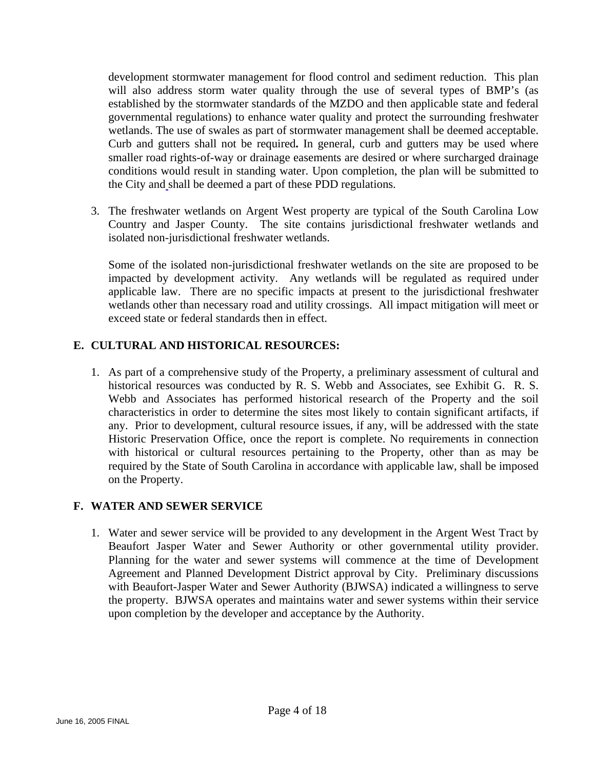development stormwater management for flood control and sediment reduction. This plan will also address storm water quality through the use of several types of BMP's (as established by the stormwater standards of the MZDO and then applicable state and federal governmental regulations) to enhance water quality and protect the surrounding freshwater wetlands. The use of swales as part of stormwater management shall be deemed acceptable. Curb and gutters shall not be required**.** In general, curb and gutters may be used where smaller road rights-of-way or drainage easements are desired or where surcharged drainage conditions would result in standing water. Upon completion, the plan will be submitted to the City and shall be deemed a part of these PDD regulations.

3. The freshwater wetlands on Argent West property are typical of the South Carolina Low Country and Jasper County. The site contains jurisdictional freshwater wetlands and isolated non-jurisdictional freshwater wetlands.

   Some of the isolated non-jurisdictional freshwater wetlands on the site are proposed to be impacted by development activity. Any wetlands will be regulated as required under applicable law. There are no specific impacts at present to the jurisdictional freshwater wetlands other than necessary road and utility crossings. All impact mitigation will meet or exceed state or federal standards then in effect.

## E. CULTURAL AND HISTORICAL RESOURCES:

1. As part of a comprehensive study of the Property, a preliminary assessment of cultural and historical resources was conducted by R. S. Webb and Associates, see Exhibit G. R. S. Webb and Associates has performed historical research of the Property and the soil characteristics in order to determine the sites most likely to contain significant artifacts, if any. Prior to development, cultural resource issues, if any, will be addressed with the state Historic Preservation Office, once the report is complete. No requirements in connection with historical or cultural resources pertaining to the Property, other than as may be required by the State of South Carolina in accordance with applicable law, shall be imposed on the Property.

## F. WATER AND SEWER SERVICE

1. Water and sewer service will be provided to any development in the Argent West Tract by Beaufort Jasper Water and Sewer Authority or other governmental utility provider. Planning for the water and sewer systems will commence at the time of Development Agreement and Planned Development District approval by City. Preliminary discussions with Beaufort-Jasper Water and Sewer Authority (BJWSA) indicated a willingness to serve the property. BJWSA operates and maintains water and sewer systems within their service upon completion by the developer and acceptance by the Authority.

June 16, 2005 FINAL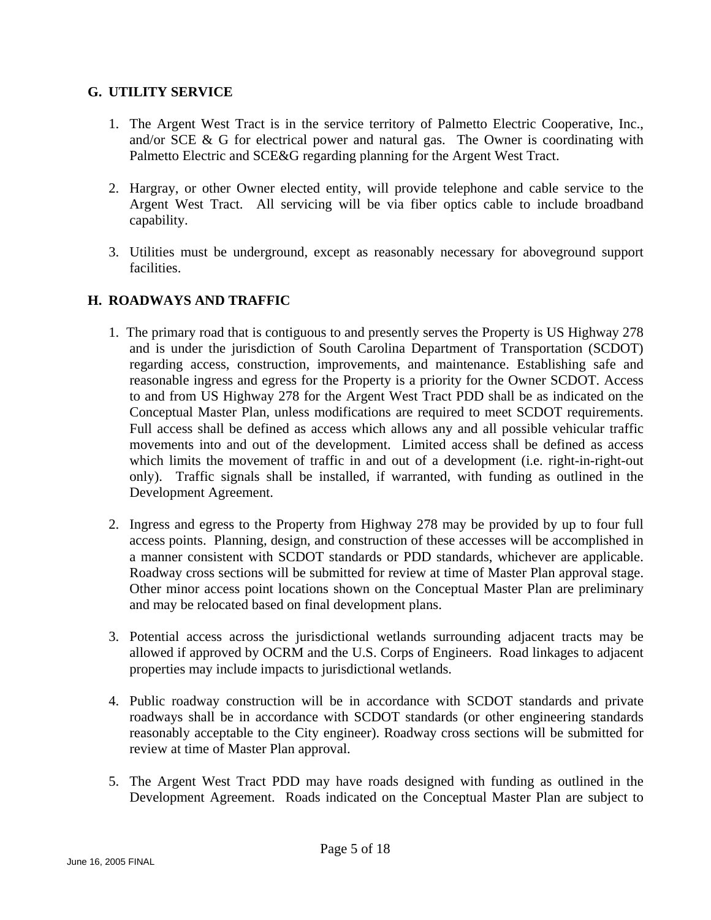## G. UTILITY SERVICE

1. The Argent West Tract is in the service territory of Palmetto Electric Cooperative, Inc., and/or SCE & G for electrical power and natural gas. The Owner is coordinating with Palmetto Electric and SCE&G regarding planning for the Argent West Tract.

2. Hargray, or other Owner elected entity, will provide telephone and cable service to the Argent West Tract. All servicing will be via fiber optics cable to include broadband capability.

3. Utilities must be underground, except as reasonably necessary for aboveground support facilities.

## H. ROADWAYS AND TRAFFIC

1. The primary road that is contiguous to and presently serves the Property is US Highway 278 and is under the jurisdiction of South Carolina Department of Transportation (SCDOT) regarding access, construction, improvements, and maintenance. Establishing safe and reasonable ingress and egress for the Property is a priority for the Owner SCDOT. Access to and from US Highway 278 for the Argent West Tract PDD shall be as indicated on the Conceptual Master Plan, unless modifications are required to meet SCDOT requirements. Full access shall be defined as access which allows any and all possible vehicular traffic movements into and out of the development. Limited access shall be defined as access which limits the movement of traffic in and out of a development (i.e. right-in-right-out only). Traffic signals shall be installed, if warranted, with funding as outlined in the Development Agreement.

2. Ingress and egress to the Property from Highway 278 may be provided by up to four full access points. Planning, design, and construction of these accesses will be accomplished in a manner consistent with SCDOT standards or PDD standards, whichever are applicable. Roadway cross sections will be submitted for review at time of Master Plan approval stage. Other minor access point locations shown on the Conceptual Master Plan are preliminary and may be relocated based on final development plans.

3. Potential access across the jurisdictional wetlands surrounding adjacent tracts may be allowed if approved by OCRM and the U.S. Corps of Engineers. Road linkages to adjacent properties may include impacts to jurisdictional wetlands.

4. Public roadway construction will be in accordance with SCDOT standards and private roadways shall be in accordance with SCDOT standards (or other engineering standards reasonably acceptable to the City engineer). Roadway cross sections will be submitted for review at time of Master Plan approval.

5. The Argent West Tract PDD may have roads designed with funding as outlined in the Development Agreement. Roads indicated on the Conceptual Master Plan are subject to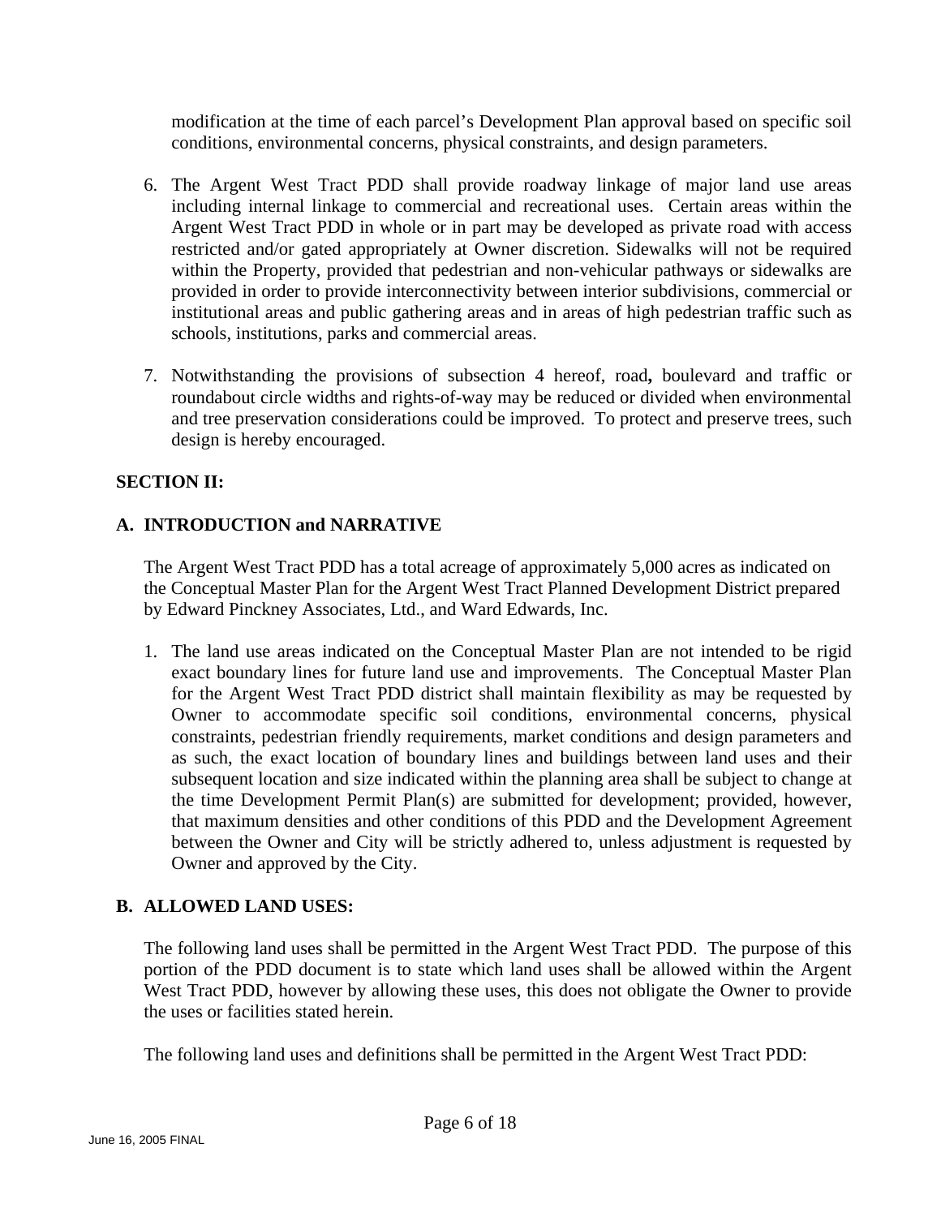modification at the time of each parcel's Development Plan approval based on specific soil conditions, environmental concerns, physical constraints, and design parameters.

6. The Argent West Tract PDD shall provide roadway linkage of major land use areas including internal linkage to commercial and recreational uses. Certain areas within the Argent West Tract PDD in whole or in part may be developed as private road with access restricted and/or gated appropriately at Owner discretion. Sidewalks will not be required within the Property, provided that pedestrian and non-vehicular pathways or sidewalks are provided in order to provide interconnectivity between interior subdivisions, commercial or institutional areas and public gathering areas and in areas of high pedestrian traffic such as schools, institutions, parks and commercial areas.

7. Notwithstanding the provisions of subsection 4 hereof, road**,** boulevard and traffic or roundabout circle widths and rights-of-way may be reduced or divided when environmental and tree preservation considerations could be improved. To protect and preserve trees, such design is hereby encouraged.

**SECTION II:**

**A. INTRODUCTION and NARRATIVE**

The Argent West Tract PDD has a total acreage of approximately 5,000 acres as indicated on the Conceptual Master Plan for the Argent West Tract Planned Development District prepared by Edward Pinckney Associates, Ltd., and Ward Edwards, Inc.

1. The land use areas indicated on the Conceptual Master Plan are not intended to be rigid exact boundary lines for future land use and improvements. The Conceptual Master Plan for the Argent West Tract PDD district shall maintain flexibility as may be requested by Owner to accommodate specific soil conditions, environmental concerns, physical constraints, pedestrian friendly requirements, market conditions and design parameters and as such, the exact location of boundary lines and buildings between land uses and their subsequent location and size indicated within the planning area shall be subject to change at the time Development Permit Plan(s) are submitted for development; provided, however, that maximum densities and other conditions of this PDD and the Development Agreement between the Owner and City will be strictly adhered to, unless adjustment is requested by Owner and approved by the City.

**B. ALLOWED LAND USES:**

The following land uses shall be permitted in the Argent West Tract PDD. The purpose of this portion of the PDD document is to state which land uses shall be allowed within the Argent West Tract PDD, however by allowing these uses, this does not obligate the Owner to provide the uses or facilities stated herein.

The following land uses and definitions shall be permitted in the Argent West Tract PDD: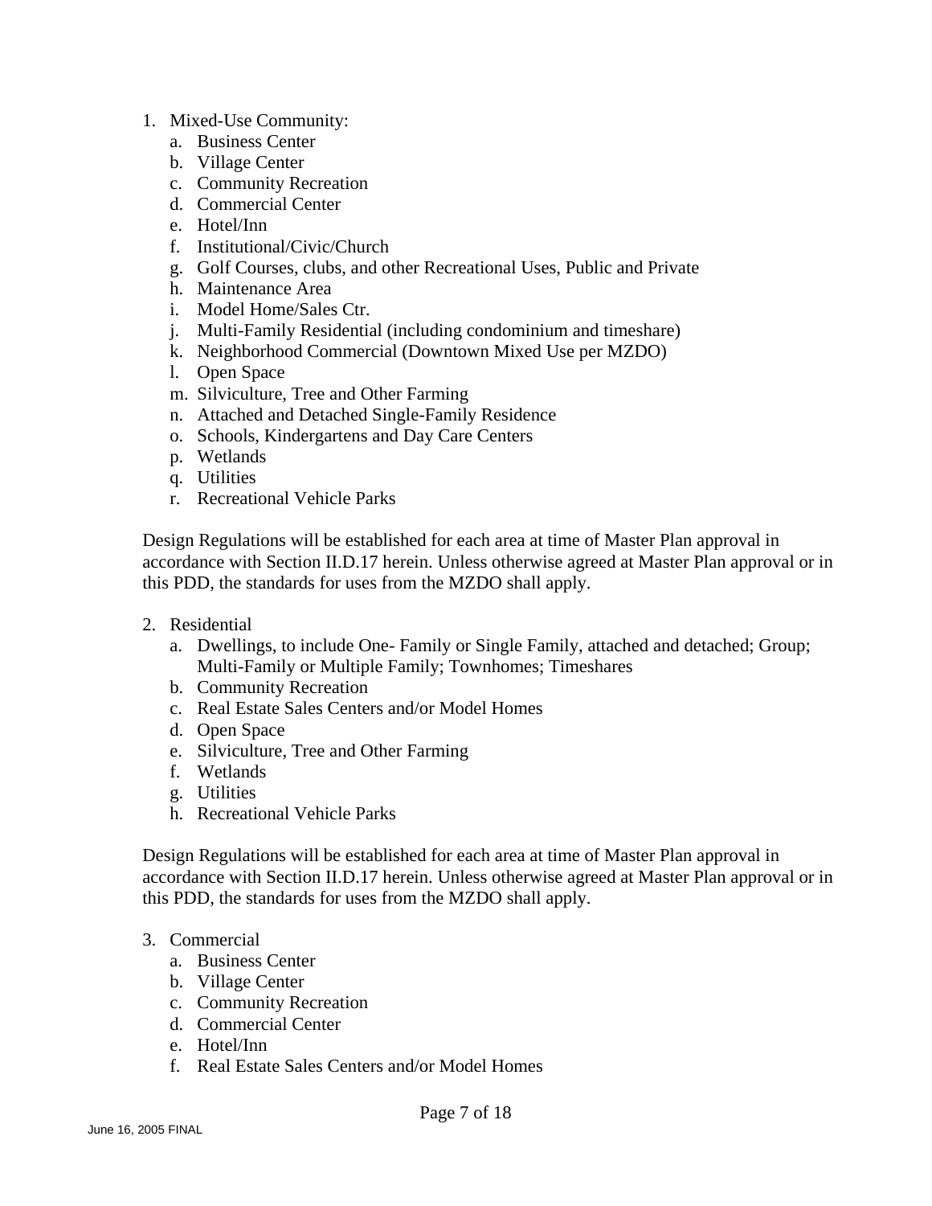1. Mixed-Use Community:
   a. Business Center
   b. Village Center
   c. Community Recreation
   d. Commercial Center
   e. Hotel/Inn
   f. Institutional/Civic/Church
   g. Golf Courses, clubs, and other Recreational Uses, Public and Private
   h. Maintenance Area
   i. Model Home/Sales Ctr.
   j. Multi-Family Residential (including condominium and timeshare)
   k. Neighborhood Commercial (Downtown Mixed Use per MZDO)
   l. Open Space
   m. Silviculture, Tree and Other Farming
   n. Attached and Detached Single-Family Residence
   o. Schools, Kindergartens and Day Care Centers
   p. Wetlands
   q. Utilities
   r. Recreational Vehicle Parks

Design Regulations will be established for each area at time of Master Plan approval in accordance with Section II.D.17 herein. Unless otherwise agreed at Master Plan approval or in this PDD, the standards for uses from the MZDO shall apply.

2. Residential
   a. Dwellings, to include One- Family or Single Family, attached and detached; Group; Multi-Family or Multiple Family; Townhomes; Timeshares
   b. Community Recreation
   c. Real Estate Sales Centers and/or Model Homes
   d. Open Space
   e. Silviculture, Tree and Other Farming
   f. Wetlands
   g. Utilities
   h. Recreational Vehicle Parks

Design Regulations will be established for each area at time of Master Plan approval in accordance with Section II.D.17 herein. Unless otherwise agreed at Master Plan approval or in this PDD, the standards for uses from the MZDO shall apply.

3. Commercial
   a. Business Center
   b. Village Center
   c. Community Recreation
   d. Commercial Center
   e. Hotel/Inn
   f. Real Estate Sales Centers and/or Model Homes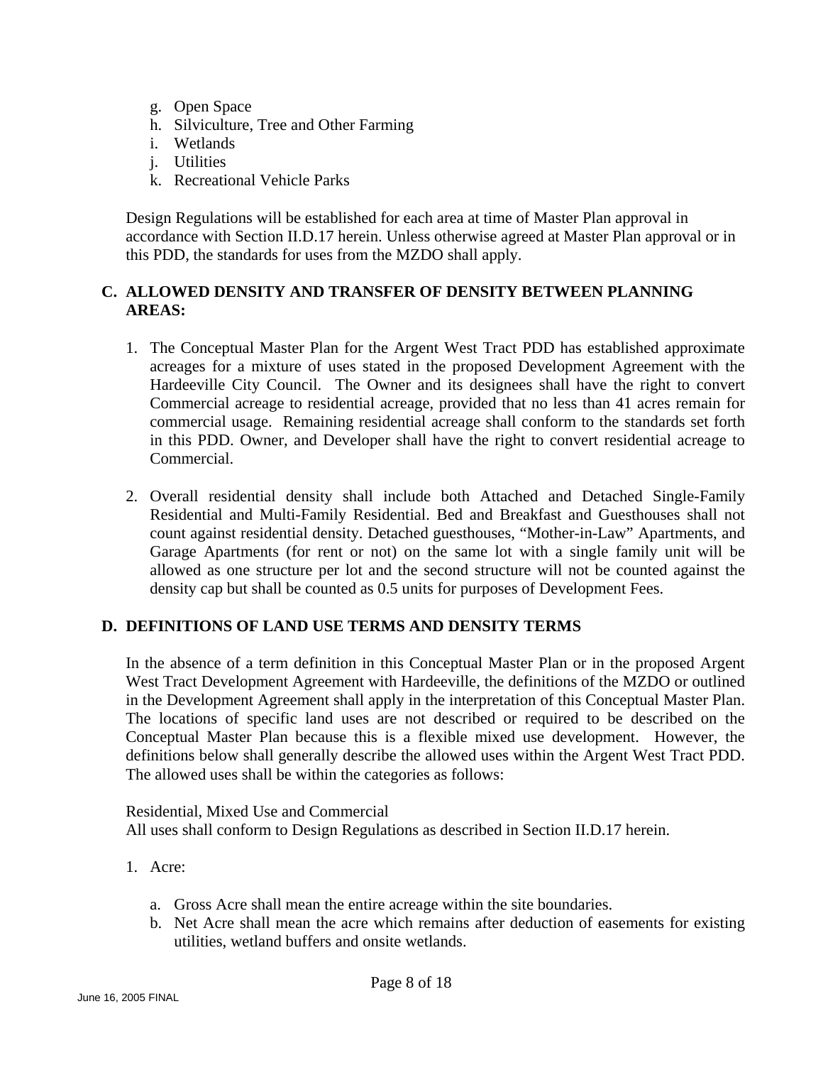g. Open Space
h. Silviculture, Tree and Other Farming
i. Wetlands
j. Utilities
k. Recreational Vehicle Parks

Design Regulations will be established for each area at time of Master Plan approval in accordance with Section II.D.17 herein. Unless otherwise agreed at Master Plan approval or in this PDD, the standards for uses from the MZDO shall apply.

## C. ALLOWED DENSITY AND TRANSFER OF DENSITY BETWEEN PLANNING AREAS:

1. The Conceptual Master Plan for the Argent West Tract PDD has established approximate acreages for a mixture of uses stated in the proposed Development Agreement with the Hardeeville City Council. The Owner and its designees shall have the right to convert Commercial acreage to residential acreage, provided that no less than 41 acres remain for commercial usage. Remaining residential acreage shall conform to the standards set forth in this PDD. Owner, and Developer shall have the right to convert residential acreage to Commercial.

2. Overall residential density shall include both Attached and Detached Single-Family Residential and Multi-Family Residential. Bed and Breakfast and Guesthouses shall not count against residential density. Detached guesthouses, "Mother-in-Law" Apartments, and Garage Apartments (for rent or not) on the same lot with a single family unit will be allowed as one structure per lot and the second structure will not be counted against the density cap but shall be counted as 0.5 units for purposes of Development Fees.

## D. DEFINITIONS OF LAND USE TERMS AND DENSITY TERMS

In the absence of a term definition in this Conceptual Master Plan or in the proposed Argent West Tract Development Agreement with Hardeeville, the definitions of the MZDO or outlined in the Development Agreement shall apply in the interpretation of this Conceptual Master Plan. The locations of specific land uses are not described or required to be described on the Conceptual Master Plan because this is a flexible mixed use development. However, the definitions below shall generally describe the allowed uses within the Argent West Tract PDD. The allowed uses shall be within the categories as follows:

Residential, Mixed Use and Commercial
All uses shall conform to Design Regulations as described in Section II.D.17 herein.

1. Acre:

   a. Gross Acre shall mean the entire acreage within the site boundaries.
   b. Net Acre shall mean the acre which remains after deduction of easements for existing utilities, wetland buffers and onsite wetlands.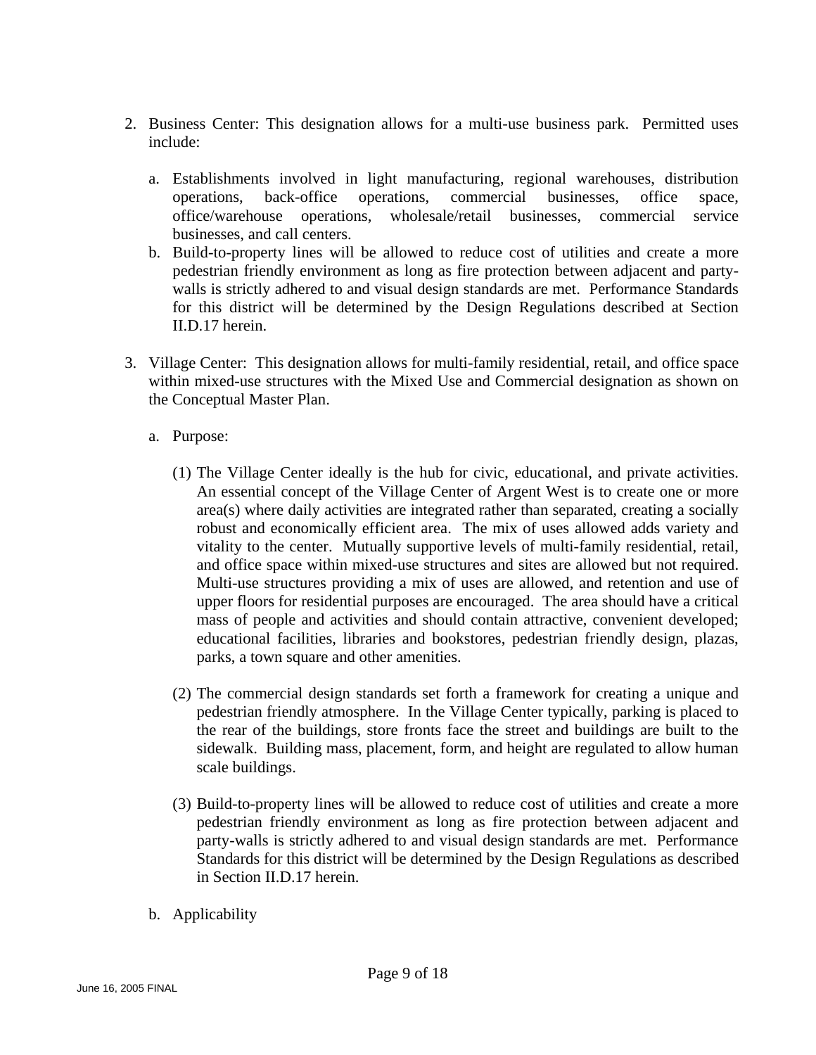2. Business Center: This designation allows for a multi-use business park. Permitted uses include:

   a. Establishments involved in light manufacturing, regional warehouses, distribution operations, back-office operations, commercial businesses, office space, office/warehouse operations, wholesale/retail businesses, commercial service businesses, and call centers.

   b. Build-to-property lines will be allowed to reduce cost of utilities and create a more pedestrian friendly environment as long as fire protection between adjacent and party-walls is strictly adhered to and visual design standards are met. Performance Standards for this district will be determined by the Design Regulations described at Section II.D.17 herein.

3. Village Center: This designation allows for multi-family residential, retail, and office space within mixed-use structures with the Mixed Use and Commercial designation as shown on the Conceptual Master Plan.

   a. Purpose:

      (1) The Village Center ideally is the hub for civic, educational, and private activities. An essential concept of the Village Center of Argent West is to create one or more area(s) where daily activities are integrated rather than separated, creating a socially robust and economically efficient area. The mix of uses allowed adds variety and vitality to the center. Mutually supportive levels of multi-family residential, retail, and office space within mixed-use structures and sites are allowed but not required. Multi-use structures providing a mix of uses are allowed, and retention and use of upper floors for residential purposes are encouraged. The area should have a critical mass of people and activities and should contain attractive, convenient developed; educational facilities, libraries and bookstores, pedestrian friendly design, plazas, parks, a town square and other amenities.

      (2) The commercial design standards set forth a framework for creating a unique and pedestrian friendly atmosphere. In the Village Center typically, parking is placed to the rear of the buildings, store fronts face the street and buildings are built to the sidewalk. Building mass, placement, form, and height are regulated to allow human scale buildings.

      (3) Build-to-property lines will be allowed to reduce cost of utilities and create a more pedestrian friendly environment as long as fire protection between adjacent and party-walls is strictly adhered to and visual design standards are met. Performance Standards for this district will be determined by the Design Regulations as described in Section II.D.17 herein.

   b. Applicability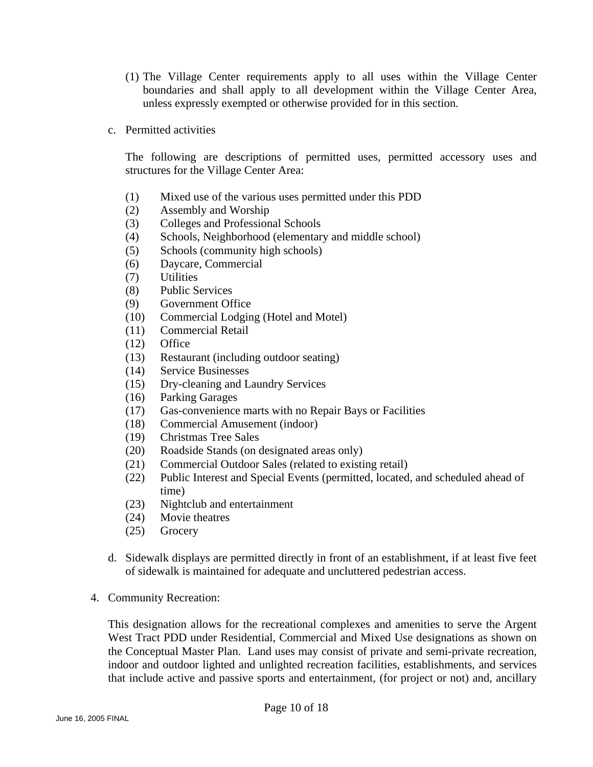(1) The Village Center requirements apply to all uses within the Village Center boundaries and shall apply to all development within the Village Center Area, unless expressly exempted or otherwise provided for in this section.

c. Permitted activities

The following are descriptions of permitted uses, permitted accessory uses and structures for the Village Center Area:

(1) Mixed use of the various uses permitted under this PDD
(2) Assembly and Worship
(3) Colleges and Professional Schools
(4) Schools, Neighborhood (elementary and middle school)
(5) Schools (community high schools)
(6) Daycare, Commercial
(7) Utilities
(8) Public Services
(9) Government Office
(10) Commercial Lodging (Hotel and Motel)
(11) Commercial Retail
(12) Office
(13) Restaurant (including outdoor seating)
(14) Service Businesses
(15) Dry-cleaning and Laundry Services
(16) Parking Garages
(17) Gas-convenience marts with no Repair Bays or Facilities
(18) Commercial Amusement (indoor)
(19) Christmas Tree Sales
(20) Roadside Stands (on designated areas only)
(21) Commercial Outdoor Sales (related to existing retail)
(22) Public Interest and Special Events (permitted, located, and scheduled ahead of time)
(23) Nightclub and entertainment
(24) Movie theatres
(25) Grocery

d. Sidewalk displays are permitted directly in front of an establishment, if at least five feet of sidewalk is maintained for adequate and uncluttered pedestrian access.

4. Community Recreation:

This designation allows for the recreational complexes and amenities to serve the Argent West Tract PDD under Residential, Commercial and Mixed Use designations as shown on the Conceptual Master Plan. Land uses may consist of private and semi-private recreation, indoor and outdoor lighted and unlighted recreation facilities, establishments, and services that include active and passive sports and entertainment, (for project or not) and, ancillary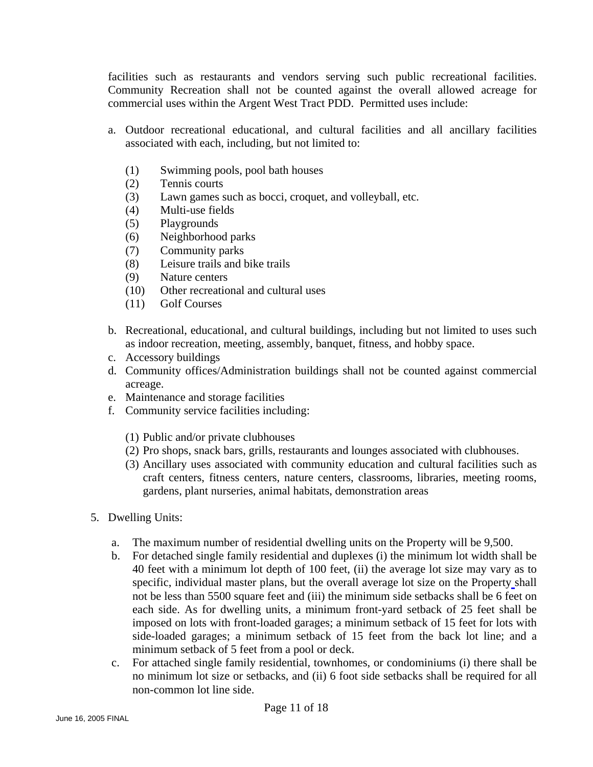facilities such as restaurants and vendors serving such public recreational facilities. Community Recreation shall not be counted against the overall allowed acreage for commercial uses within the Argent West Tract PDD. Permitted uses include:

a. Outdoor recreational educational, and cultural facilities and all ancillary facilities associated with each, including, but not limited to:

   (1) Swimming pools, pool bath houses
   (2) Tennis courts
   (3) Lawn games such as bocci, croquet, and volleyball, etc.
   (4) Multi-use fields
   (5) Playgrounds
   (6) Neighborhood parks
   (7) Community parks
   (8) Leisure trails and bike trails
   (9) Nature centers
   (10) Other recreational and cultural uses
   (11) Golf Courses

b. Recreational, educational, and cultural buildings, including but not limited to uses such as indoor recreation, meeting, assembly, banquet, fitness, and hobby space.
c. Accessory buildings
d. Community offices/Administration buildings shall not be counted against commercial acreage.
e. Maintenance and storage facilities
f. Community service facilities including:

   (1) Public and/or private clubhouses
   (2) Pro shops, snack bars, grills, restaurants and lounges associated with clubhouses.
   (3) Ancillary uses associated with community education and cultural facilities such as craft centers, fitness centers, nature centers, classrooms, libraries, meeting rooms, gardens, plant nurseries, animal habitats, demonstration areas

5. Dwelling Units:

   a. The maximum number of residential dwelling units on the Property will be 9,500.
   b. For detached single family residential and duplexes (i) the minimum lot width shall be 40 feet with a minimum lot depth of 100 feet, (ii) the average lot size may vary as to specific, individual master plans, but the overall average lot size on the Property shall not be less than 5500 square feet and (iii) the minimum side setbacks shall be 6 feet on each side. As for dwelling units, a minimum front-yard setback of 25 feet shall be imposed on lots with front-loaded garages; a minimum setback of 15 feet for lots with side-loaded garages; a minimum setback of 15 feet from the back lot line; and a minimum setback of 5 feet from a pool or deck.
   c. For attached single family residential, townhomes, or condominiums (i) there shall be no minimum lot size or setbacks, and (ii) 6 foot side setbacks shall be required for all non-common lot line side.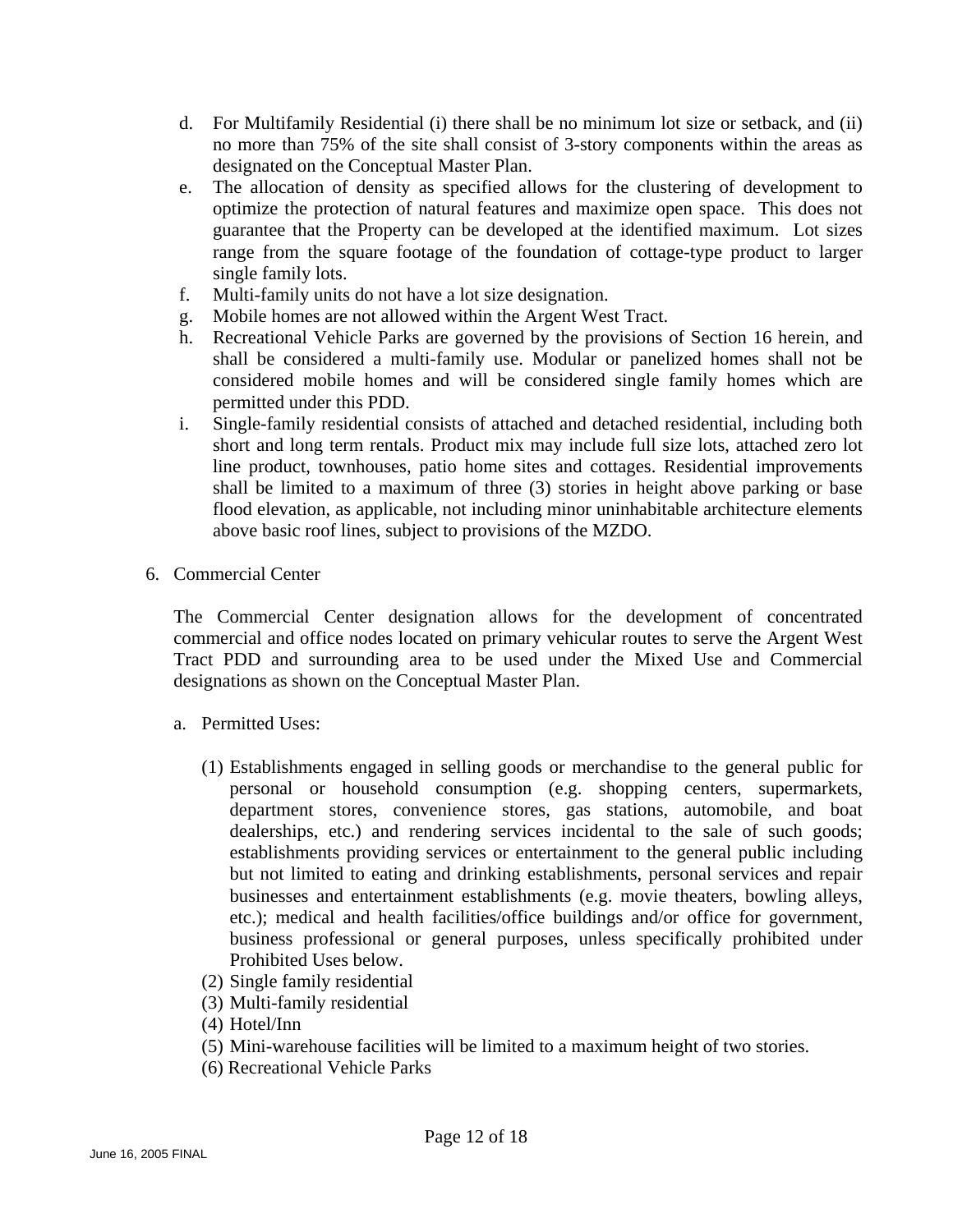d. For Multifamily Residential (i) there shall be no minimum lot size or setback, and (ii) no more than 75% of the site shall consist of 3-story components within the areas as designated on the Conceptual Master Plan.
e. The allocation of density as specified allows for the clustering of development to optimize the protection of natural features and maximize open space. This does not guarantee that the Property can be developed at the identified maximum. Lot sizes range from the square footage of the foundation of cottage-type product to larger single family lots.
f. Multi-family units do not have a lot size designation.
g. Mobile homes are not allowed within the Argent West Tract.
h. Recreational Vehicle Parks are governed by the provisions of Section 16 herein, and shall be considered a multi-family use. Modular or panelized homes shall not be considered mobile homes and will be considered single family homes which are permitted under this PDD.
i. Single-family residential consists of attached and detached residential, including both short and long term rentals. Product mix may include full size lots, attached zero lot line product, townhouses, patio home sites and cottages. Residential improvements shall be limited to a maximum of three (3) stories in height above parking or base flood elevation, as applicable, not including minor uninhabitable architecture elements above basic roof lines, subject to provisions of the MZDO.

6. Commercial Center

The Commercial Center designation allows for the development of concentrated commercial and office nodes located on primary vehicular routes to serve the Argent West Tract PDD and surrounding area to be used under the Mixed Use and Commercial designations as shown on the Conceptual Master Plan.

a. Permitted Uses:

(1) Establishments engaged in selling goods or merchandise to the general public for personal or household consumption (e.g. shopping centers, supermarkets, department stores, convenience stores, gas stations, automobile, and boat dealerships, etc.) and rendering services incidental to the sale of such goods; establishments providing services or entertainment to the general public including but not limited to eating and drinking establishments, personal services and repair businesses and entertainment establishments (e.g. movie theaters, bowling alleys, etc.); medical and health facilities/office buildings and/or office for government, business professional or general purposes, unless specifically prohibited under Prohibited Uses below.
(2) Single family residential
(3) Multi-family residential
(4) Hotel/Inn
(5) Mini-warehouse facilities will be limited to a maximum height of two stories.
(6) Recreational Vehicle Parks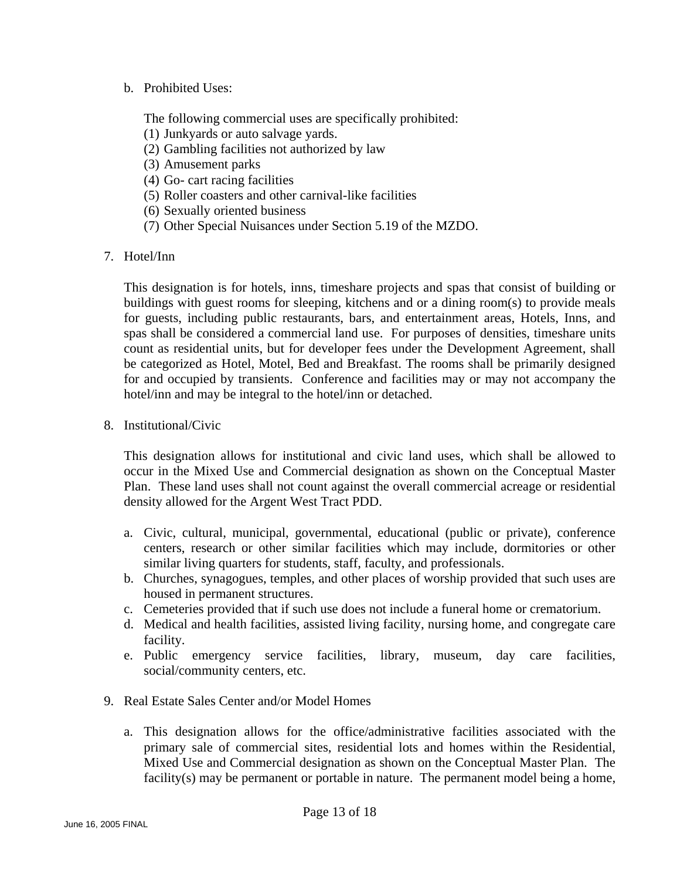b. Prohibited Uses:

   The following commercial uses are specifically prohibited:
   (1) Junkyards or auto salvage yards.
   (2) Gambling facilities not authorized by law
   (3) Amusement parks
   (4) Go- cart racing facilities
   (5) Roller coasters and other carnival-like facilities
   (6) Sexually oriented business
   (7) Other Special Nuisances under Section 5.19 of the MZDO.

7. Hotel/Inn

   This designation is for hotels, inns, timeshare projects and spas that consist of building or buildings with guest rooms for sleeping, kitchens and or a dining room(s) to provide meals for guests, including public restaurants, bars, and entertainment areas, Hotels, Inns, and spas shall be considered a commercial land use. For purposes of densities, timeshare units count as residential units, but for developer fees under the Development Agreement, shall be categorized as Hotel, Motel, Bed and Breakfast. The rooms shall be primarily designed for and occupied by transients. Conference and facilities may or may not accompany the hotel/inn and may be integral to the hotel/inn or detached.

8. Institutional/Civic

   This designation allows for institutional and civic land uses, which shall be allowed to occur in the Mixed Use and Commercial designation as shown on the Conceptual Master Plan. These land uses shall not count against the overall commercial acreage or residential density allowed for the Argent West Tract PDD.

   a. Civic, cultural, municipal, governmental, educational (public or private), conference centers, research or other similar facilities which may include, dormitories or other similar living quarters for students, staff, faculty, and professionals.
   b. Churches, synagogues, temples, and other places of worship provided that such uses are housed in permanent structures.
   c. Cemeteries provided that if such use does not include a funeral home or crematorium.
   d. Medical and health facilities, assisted living facility, nursing home, and congregate care facility.
   e. Public emergency service facilities, library, museum, day care facilities, social/community centers, etc.

9. Real Estate Sales Center and/or Model Homes

   a. This designation allows for the office/administrative facilities associated with the primary sale of commercial sites, residential lots and homes within the Residential, Mixed Use and Commercial designation as shown on the Conceptual Master Plan. The facility(s) may be permanent or portable in nature. The permanent model being a home,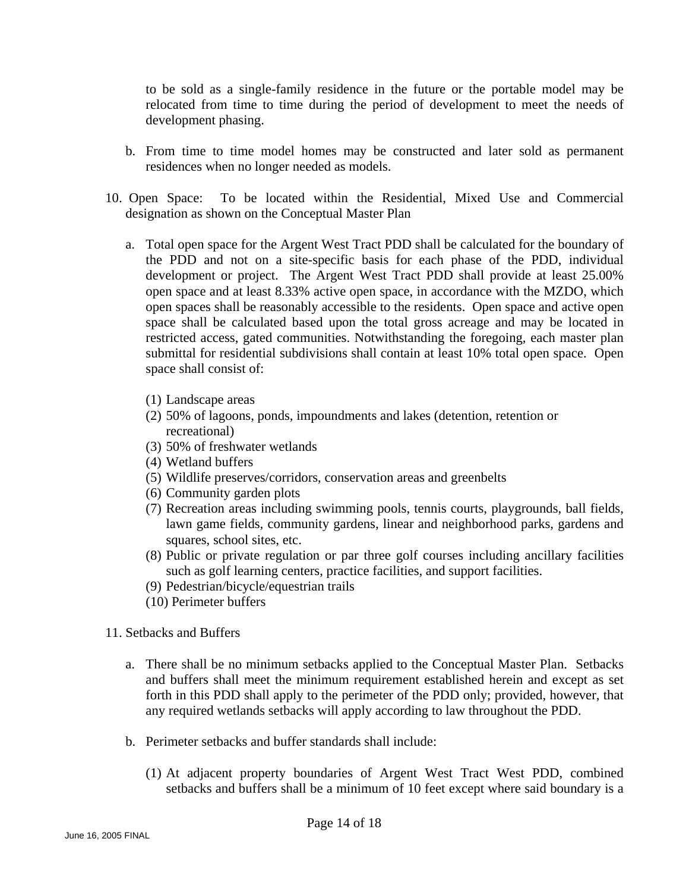to be sold as a single-family residence in the future or the portable model may be relocated from time to time during the period of development to meet the needs of development phasing.

b. From time to time model homes may be constructed and later sold as permanent residences when no longer needed as models.

10. Open Space: To be located within the Residential, Mixed Use and Commercial designation as shown on the Conceptual Master Plan

 a. Total open space for the Argent West Tract PDD shall be calculated for the boundary of the PDD and not on a site-specific basis for each phase of the PDD, individual development or project. The Argent West Tract PDD shall provide at least 25.00% open space and at least 8.33% active open space, in accordance with the MZDO, which open spaces shall be reasonably accessible to the residents. Open space and active open space shall be calculated based upon the total gross acreage and may be located in restricted access, gated communities. Notwithstanding the foregoing, each master plan submittal for residential subdivisions shall contain at least 10% total open space. Open space shall consist of:

 (1) Landscape areas
 (2) 50% of lagoons, ponds, impoundments and lakes (detention, retention or recreational)
 (3) 50% of freshwater wetlands
 (4) Wetland buffers
 (5) Wildlife preserves/corridors, conservation areas and greenbelts
 (6) Community garden plots
 (7) Recreation areas including swimming pools, tennis courts, playgrounds, ball fields, lawn game fields, community gardens, linear and neighborhood parks, gardens and squares, school sites, etc.
 (8) Public or private regulation or par three golf courses including ancillary facilities such as golf learning centers, practice facilities, and support facilities.
 (9) Pedestrian/bicycle/equestrian trails
 (10) Perimeter buffers

11. Setbacks and Buffers

 a. There shall be no minimum setbacks applied to the Conceptual Master Plan. Setbacks and buffers shall meet the minimum requirement established herein and except as set forth in this PDD shall apply to the perimeter of the PDD only; provided, however, that any required wetlands setbacks will apply according to law throughout the PDD.

 b. Perimeter setbacks and buffer standards shall include:

 (1) At adjacent property boundaries of Argent West Tract West PDD, combined setbacks and buffers shall be a minimum of 10 feet except where said boundary is a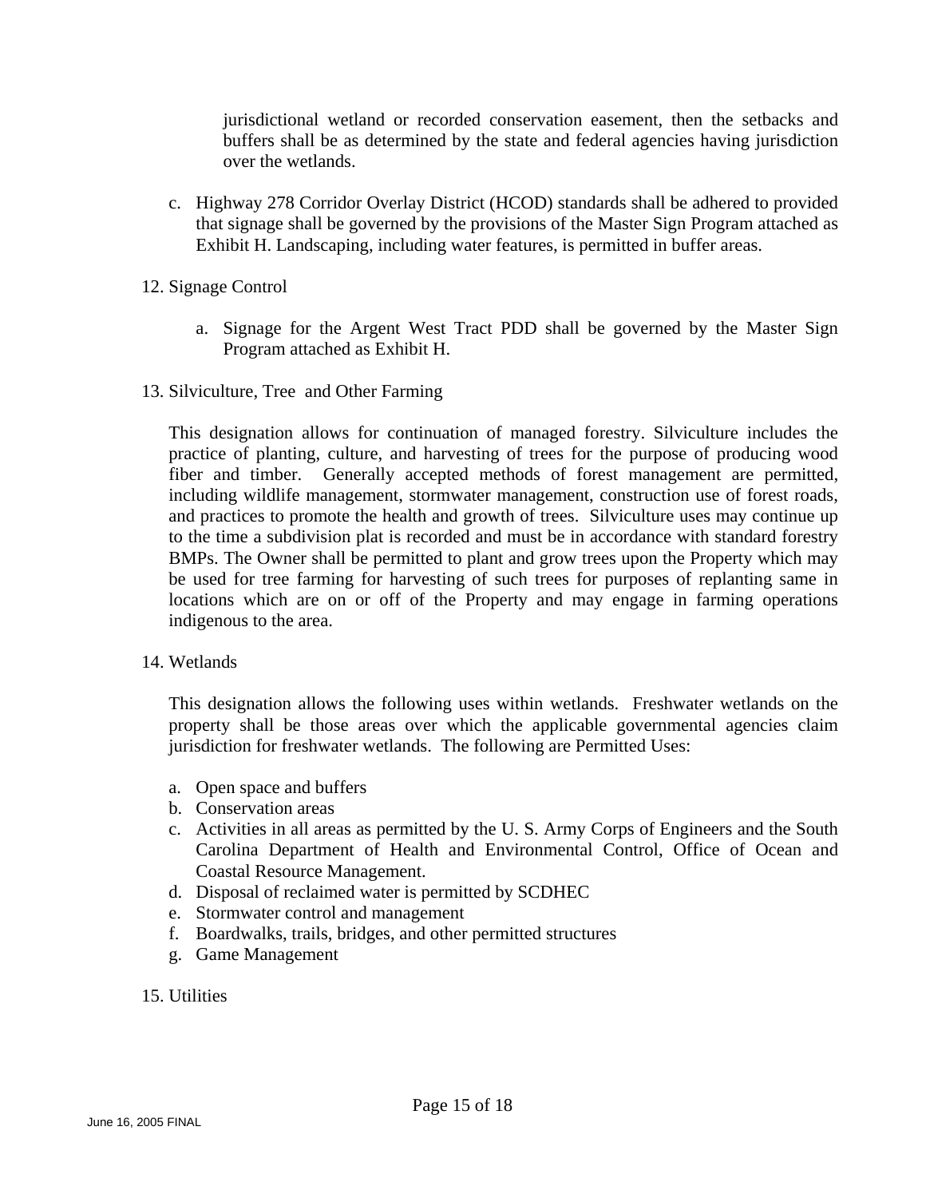jurisdictional wetland or recorded conservation easement, then the setbacks and buffers shall be as determined by the state and federal agencies having jurisdiction over the wetlands.

c. Highway 278 Corridor Overlay District (HCOD) standards shall be adhered to provided that signage shall be governed by the provisions of the Master Sign Program attached as Exhibit H. Landscaping, including water features, is permitted in buffer areas.

12. Signage Control

    a. Signage for the Argent West Tract PDD shall be governed by the Master Sign Program attached as Exhibit H.

13. Silviculture, Tree and Other Farming

This designation allows for continuation of managed forestry. Silviculture includes the practice of planting, culture, and harvesting of trees for the purpose of producing wood fiber and timber. Generally accepted methods of forest management are permitted, including wildlife management, stormwater management, construction use of forest roads, and practices to promote the health and growth of trees. Silviculture uses may continue up to the time a subdivision plat is recorded and must be in accordance with standard forestry BMPs. The Owner shall be permitted to plant and grow trees upon the Property which may be used for tree farming for harvesting of such trees for purposes of replanting same in locations which are on or off of the Property and may engage in farming operations indigenous to the area.

14. Wetlands

This designation allows the following uses within wetlands. Freshwater wetlands on the property shall be those areas over which the applicable governmental agencies claim jurisdiction for freshwater wetlands. The following are Permitted Uses:

a. Open space and buffers
b. Conservation areas
c. Activities in all areas as permitted by the U. S. Army Corps of Engineers and the South Carolina Department of Health and Environmental Control, Office of Ocean and Coastal Resource Management.
d. Disposal of reclaimed water is permitted by SCDHEC
e. Stormwater control and management
f. Boardwalks, trails, bridges, and other permitted structures
g. Game Management

15. Utilities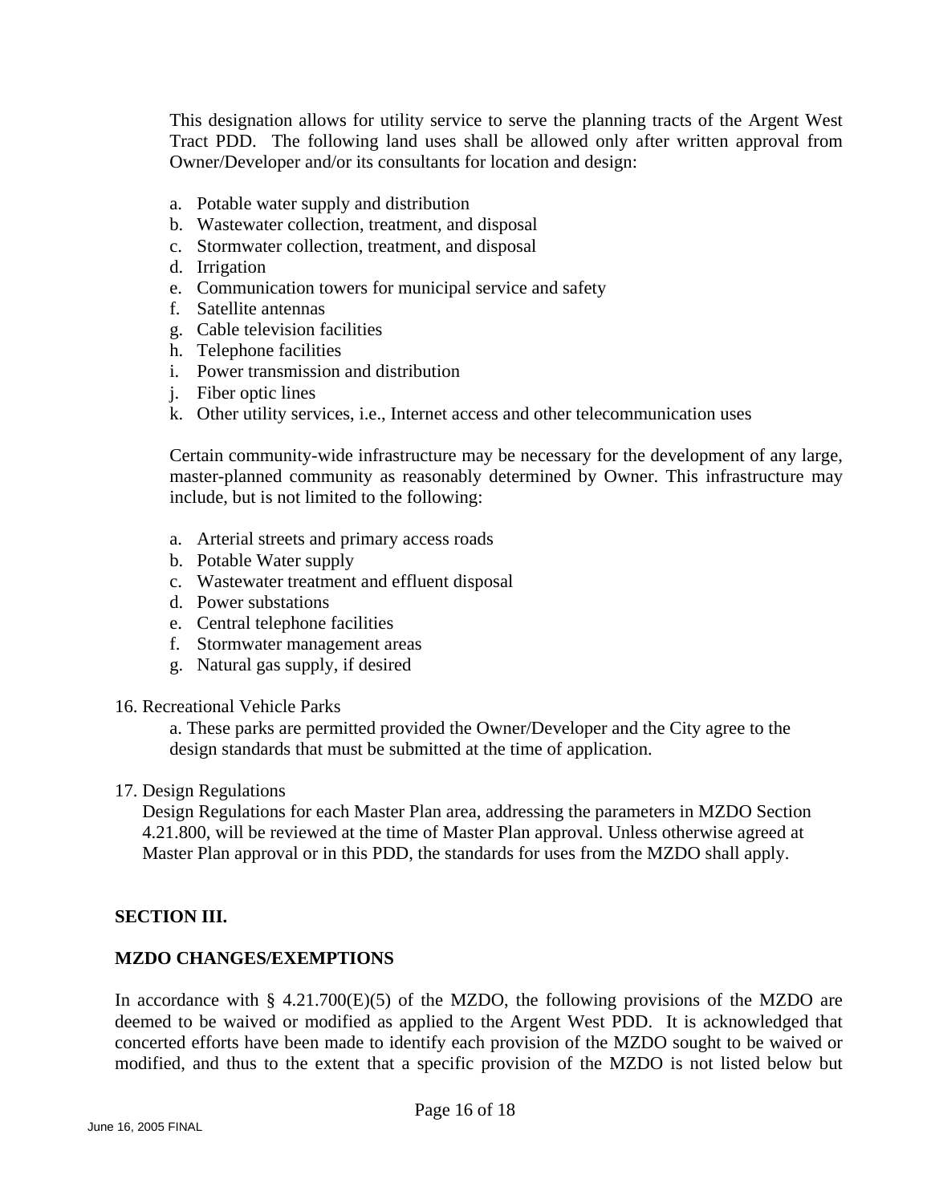This designation allows for utility service to serve the planning tracts of the Argent West Tract PDD. The following land uses shall be allowed only after written approval from Owner/Developer and/or its consultants for location and design:

a. Potable water supply and distribution
b. Wastewater collection, treatment, and disposal
c. Stormwater collection, treatment, and disposal
d. Irrigation
e. Communication towers for municipal service and safety
f. Satellite antennas
g. Cable television facilities
h. Telephone facilities
i. Power transmission and distribution
j. Fiber optic lines
k. Other utility services, i.e., Internet access and other telecommunication uses

Certain community-wide infrastructure may be necessary for the development of any large, master-planned community as reasonably determined by Owner. This infrastructure may include, but is not limited to the following:

a. Arterial streets and primary access roads
b. Potable Water supply
c. Wastewater treatment and effluent disposal
d. Power substations
e. Central telephone facilities
f. Stormwater management areas
g. Natural gas supply, if desired

16. Recreational Vehicle Parks
    a. These parks are permitted provided the Owner/Developer and the City agree to the design standards that must be submitted at the time of application.

17. Design Regulations
    Design Regulations for each Master Plan area, addressing the parameters in MZDO Section 4.21.800, will be reviewed at the time of Master Plan approval. Unless otherwise agreed at Master Plan approval or in this PDD, the standards for uses from the MZDO shall apply.

**SECTION III.**

**MZDO CHANGES/EXEMPTIONS**

In accordance with § 4.21.700(E)(5) of the MZDO, the following provisions of the MZDO are deemed to be waived or modified as applied to the Argent West PDD. It is acknowledged that concerted efforts have been made to identify each provision of the MZDO sought to be waived or modified, and thus to the extent that a specific provision of the MZDO is not listed below but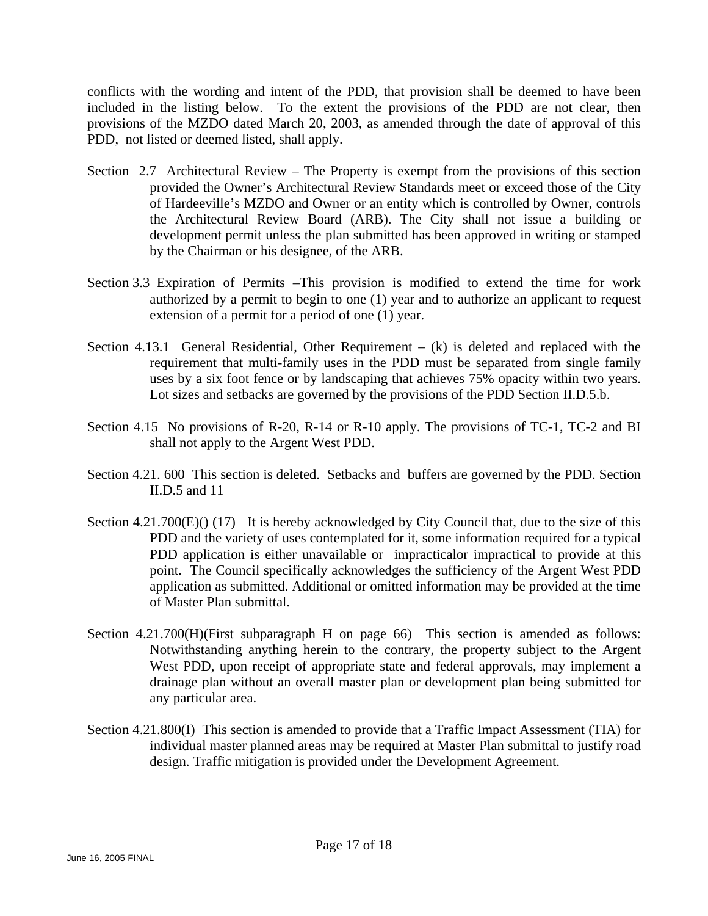conflicts with the wording and intent of the PDD, that provision shall be deemed to have been included in the listing below. To the extent the provisions of the PDD are not clear, then provisions of the MZDO dated March 20, 2003, as amended through the date of approval of this PDD, not listed or deemed listed, shall apply.

Section 2.7 Architectural Review – The Property is exempt from the provisions of this section provided the Owner's Architectural Review Standards meet or exceed those of the City of Hardeeville's MZDO and Owner or an entity which is controlled by Owner, controls the Architectural Review Board (ARB). The City shall not issue a building or development permit unless the plan submitted has been approved in writing or stamped by the Chairman or his designee, of the ARB.

Section 3.3 Expiration of Permits –This provision is modified to extend the time for work authorized by a permit to begin to one (1) year and to authorize an applicant to request extension of a permit for a period of one (1) year.

Section 4.13.1 General Residential, Other Requirement – (k) is deleted and replaced with the requirement that multi-family uses in the PDD must be separated from single family uses by a six foot fence or by landscaping that achieves 75% opacity within two years. Lot sizes and setbacks are governed by the provisions of the PDD Section II.D.5.b.

Section 4.15 No provisions of R-20, R-14 or R-10 apply. The provisions of TC-1, TC-2 and BI shall not apply to the Argent West PDD.

Section 4.21. 600 This section is deleted. Setbacks and buffers are governed by the PDD. Section II.D.5 and 11

Section 4.21.700(E)() (17) It is hereby acknowledged by City Council that, due to the size of this PDD and the variety of uses contemplated for it, some information required for a typical PDD application is either unavailable or impracticalor impractical to provide at this point. The Council specifically acknowledges the sufficiency of the Argent West PDD application as submitted. Additional or omitted information may be provided at the time of Master Plan submittal.

Section 4.21.700(H)(First subparagraph H on page 66) This section is amended as follows: Notwithstanding anything herein to the contrary, the property subject to the Argent West PDD, upon receipt of appropriate state and federal approvals, may implement a drainage plan without an overall master plan or development plan being submitted for any particular area.

Section 4.21.800(I) This section is amended to provide that a Traffic Impact Assessment (TIA) for individual master planned areas may be required at Master Plan submittal to justify road design. Traffic mitigation is provided under the Development Agreement.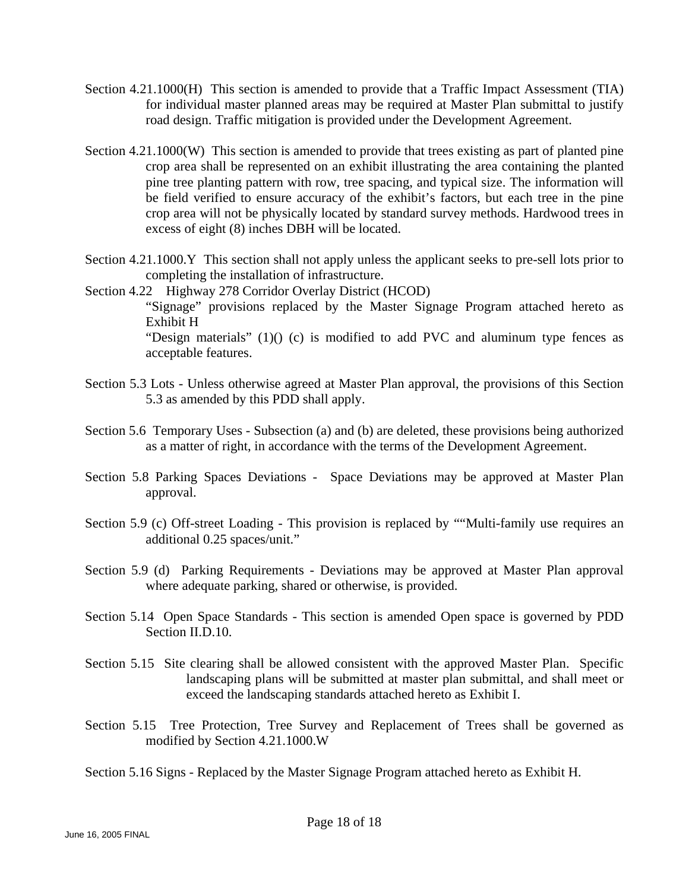Section 4.21.1000(H)  This section is amended to provide that a Traffic Impact Assessment (TIA) for individual master planned areas may be required at Master Plan submittal to justify road design. Traffic mitigation is provided under the Development Agreement.

Section 4.21.1000(W)  This section is amended to provide that trees existing as part of planted pine crop area shall be represented on an exhibit illustrating the area containing the planted pine tree planting pattern with row, tree spacing, and typical size. The information will be field verified to ensure accuracy of the exhibit's factors, but each tree in the pine crop area will not be physically located by standard survey methods. Hardwood trees in excess of eight (8) inches DBH will be located.

Section 4.21.1000.Y  This section shall not apply unless the applicant seeks to pre-sell lots prior to completing the installation of infrastructure.

Section 4.22    Highway 278 Corridor Overlay District (HCOD)

"Signage" provisions replaced by the Master Signage Program attached hereto as Exhibit H

"Design materials" (1)() (c) is modified to add PVC and aluminum type fences as acceptable features.

Section 5.3 Lots - Unless otherwise agreed at Master Plan approval, the provisions of this Section 5.3 as amended by this PDD shall apply.

Section 5.6  Temporary Uses - Subsection (a) and (b) are deleted, these provisions being authorized as a matter of right, in accordance with the terms of the Development Agreement.

Section 5.8 Parking Spaces Deviations -  Space Deviations may be approved at Master Plan approval.

Section 5.9 (c) Off-street Loading - This provision is replaced by ""Multi-family use requires an additional 0.25 spaces/unit."

Section 5.9 (d)  Parking Requirements - Deviations may be approved at Master Plan approval where adequate parking, shared or otherwise, is provided.

Section 5.14  Open Space Standards - This section is amended Open space is governed by PDD Section II.D.10.

Section 5.15  Site clearing shall be allowed consistent with the approved Master Plan.  Specific landscaping plans will be submitted at master plan submittal, and shall meet or exceed the landscaping standards attached hereto as Exhibit I.

Section 5.15  Tree Protection, Tree Survey and Replacement of Trees shall be governed as modified by Section 4.21.1000.W

Section 5.16 Signs - Replaced by the Master Signage Program attached hereto as Exhibit H.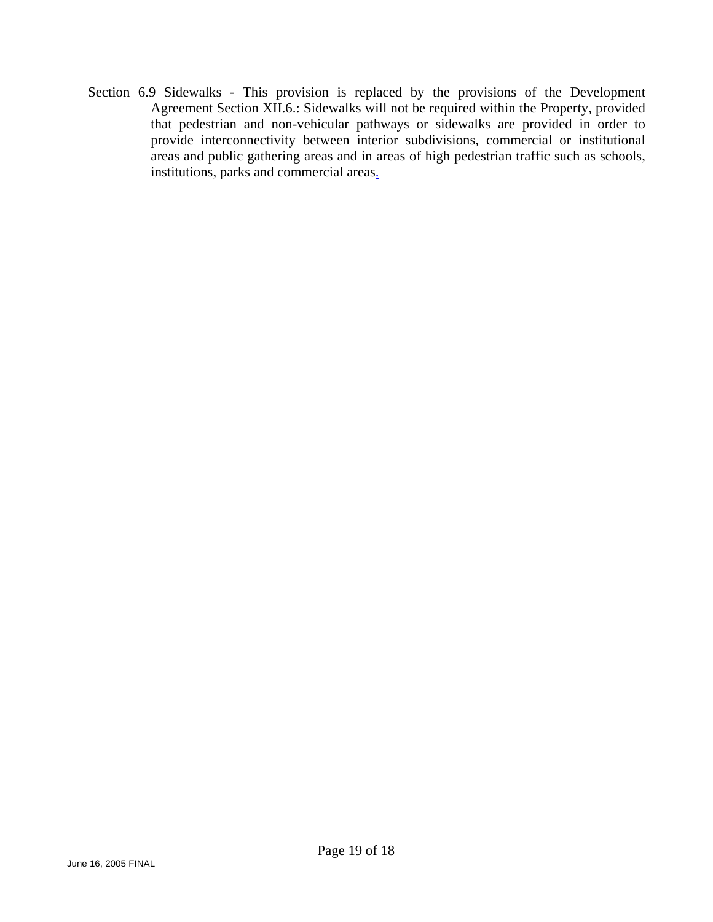Section 6.9 Sidewalks - This provision is replaced by the provisions of the Development Agreement Section XII.6.: Sidewalks will not be required within the Property, provided that pedestrian and non-vehicular pathways or sidewalks are provided in order to provide interconnectivity between interior subdivisions, commercial or institutional areas and public gathering areas and in areas of high pedestrian traffic such as schools, institutions, parks and commercial areas.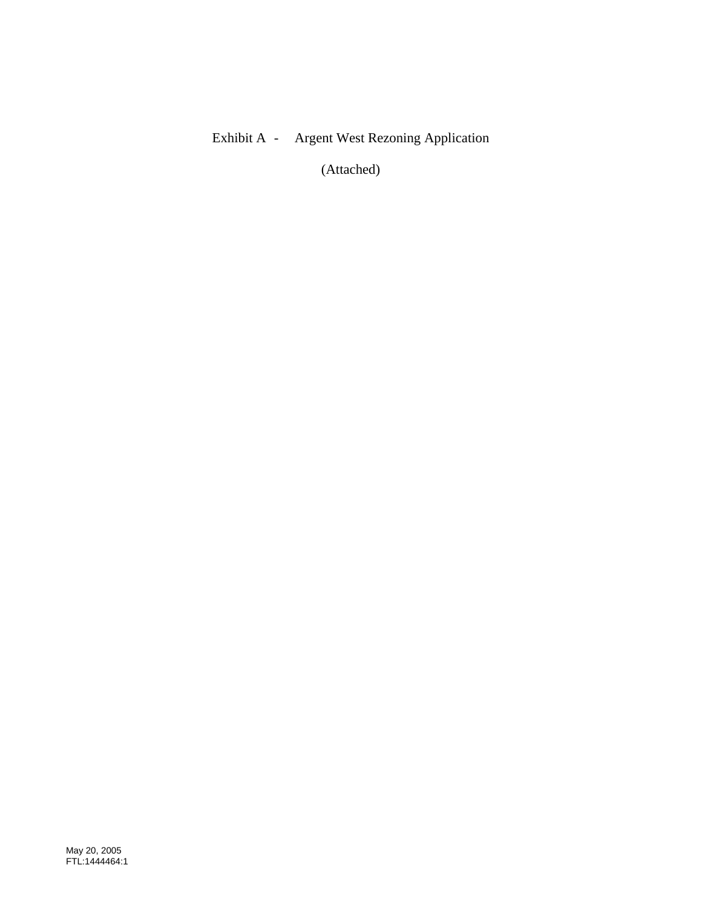Exhibit A - Argent West Rezoning Application

(Attached)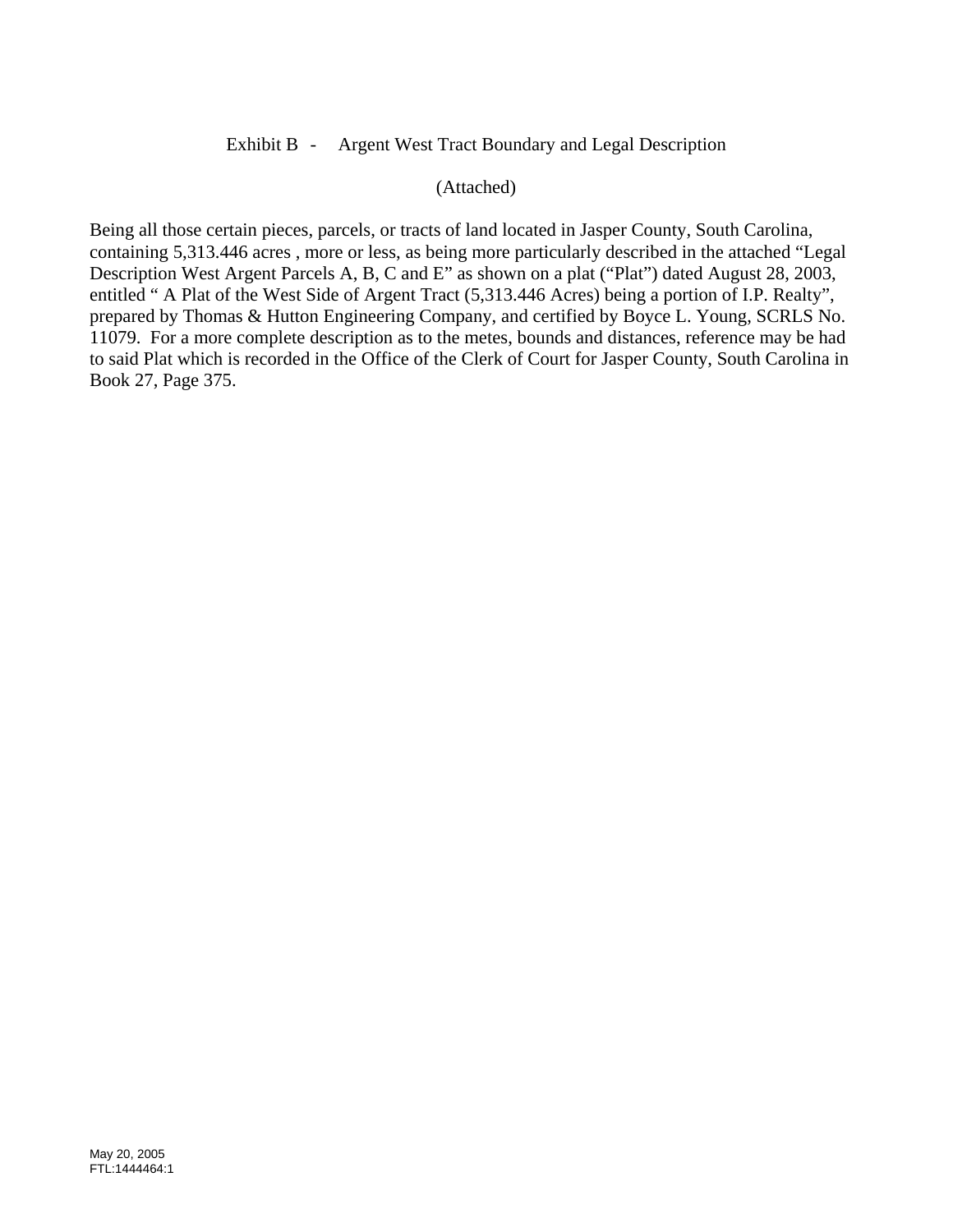Exhibit B - Argent West Tract Boundary and Legal Description

(Attached)

Being all those certain pieces, parcels, or tracts of land located in Jasper County, South Carolina, containing 5,313.446 acres , more or less, as being more particularly described in the attached "Legal Description West Argent Parcels A, B, C and E" as shown on a plat ("Plat") dated August 28, 2003, entitled " A Plat of the West Side of Argent Tract (5,313.446 Acres) being a portion of I.P. Realty", prepared by Thomas & Hutton Engineering Company, and certified by Boyce L. Young, SCRLS No. 11079. For a more complete description as to the metes, bounds and distances, reference may be had to said Plat which is recorded in the Office of the Clerk of Court for Jasper County, South Carolina in Book 27, Page 375.

May 20, 2005
FTL:1444464:1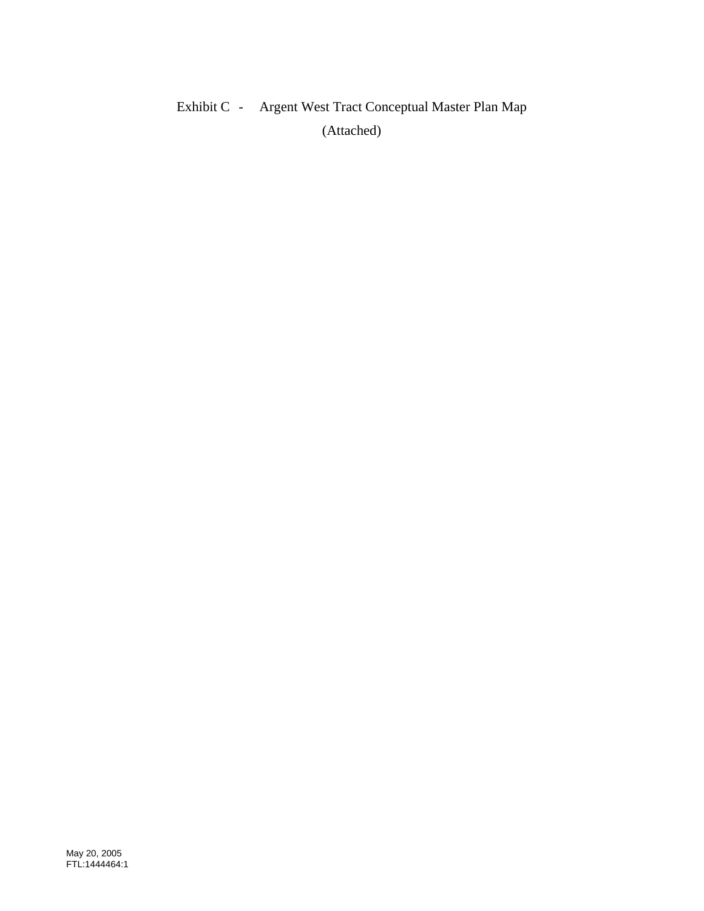Exhibit C - Argent West Tract Conceptual Master Plan Map

(Attached)

May 20, 2005
FTL:1444464:1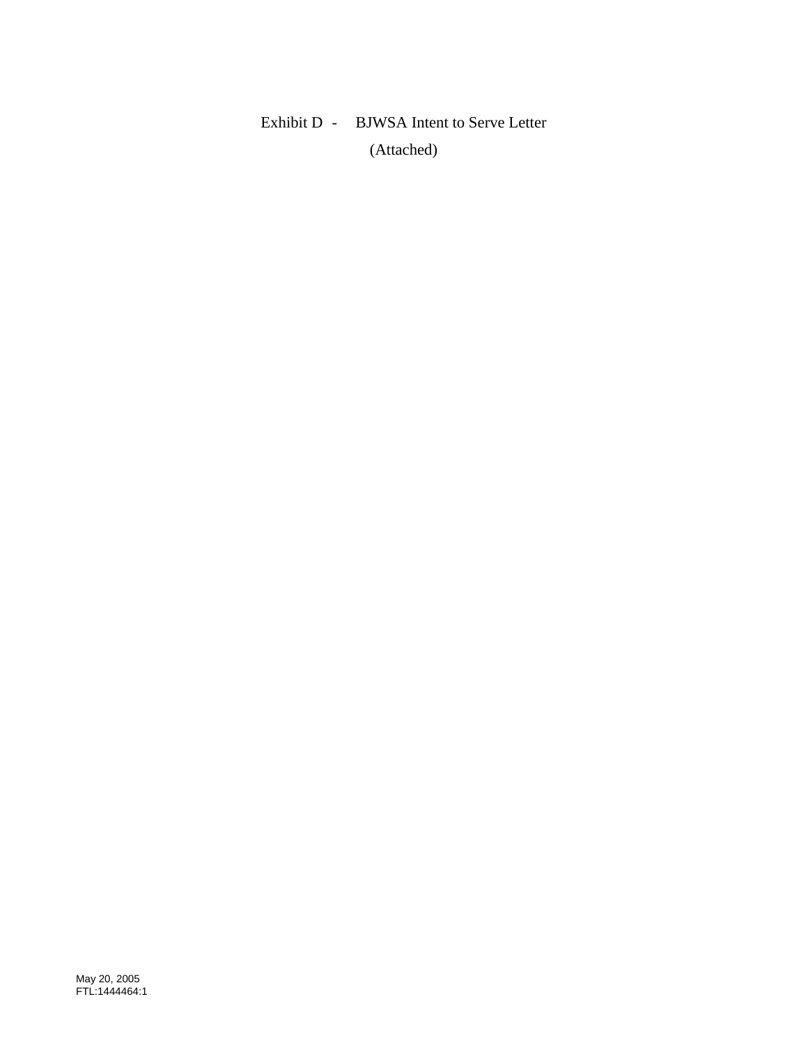Exhibit D - BJWSA Intent to Serve Letter

(Attached)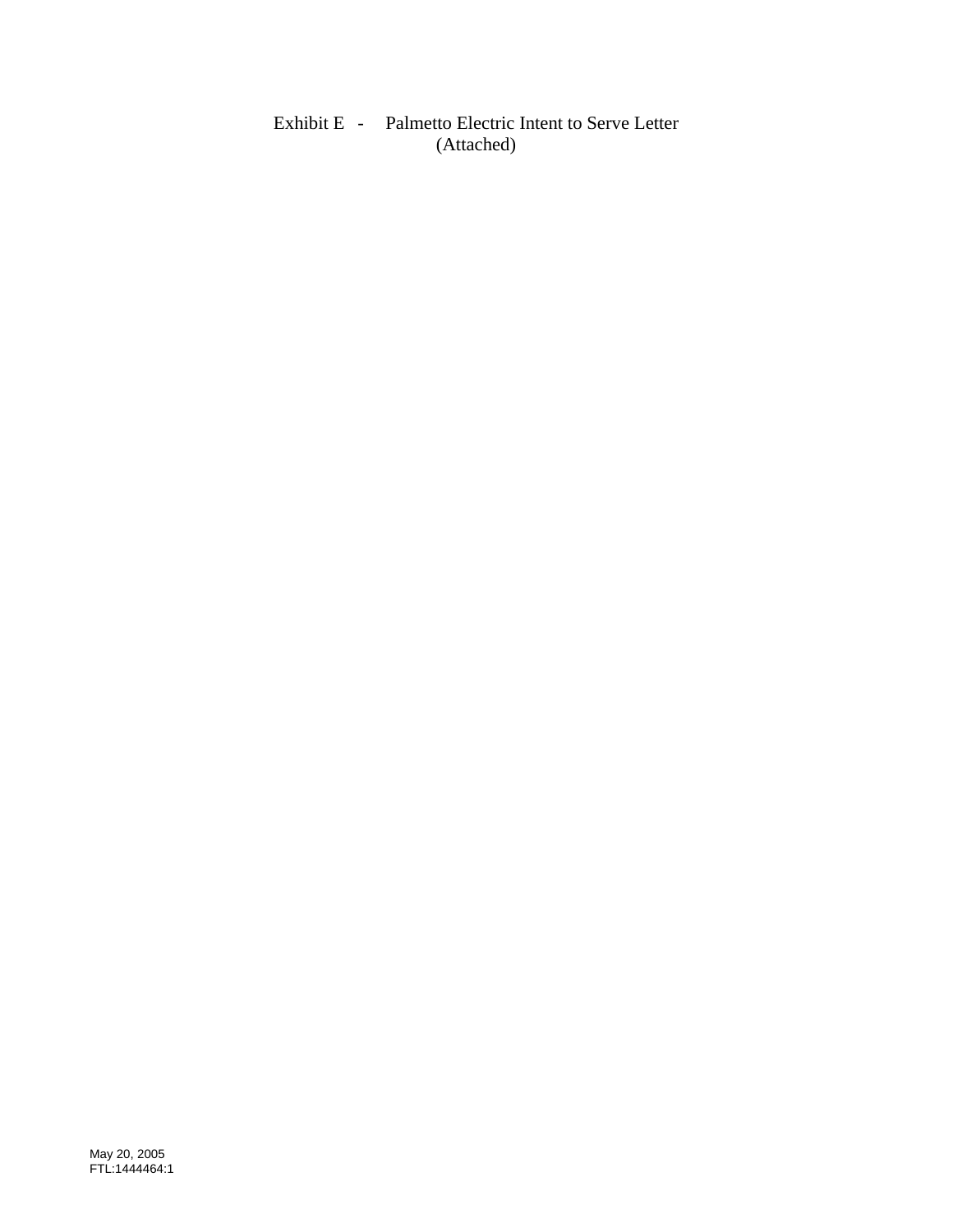Exhibit E - Palmetto Electric Intent to Serve Letter
(Attached)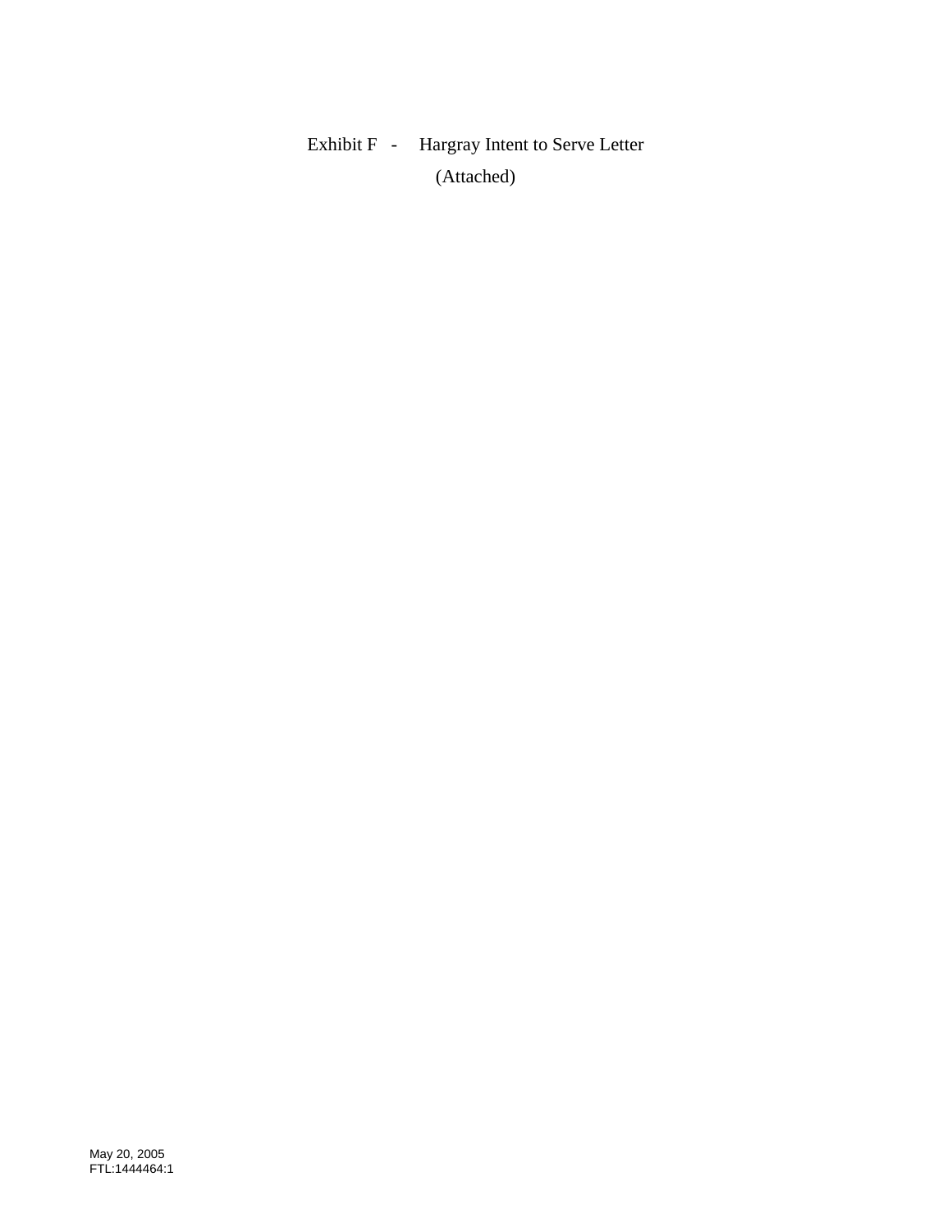Exhibit F - Hargray Intent to Serve Letter

(Attached)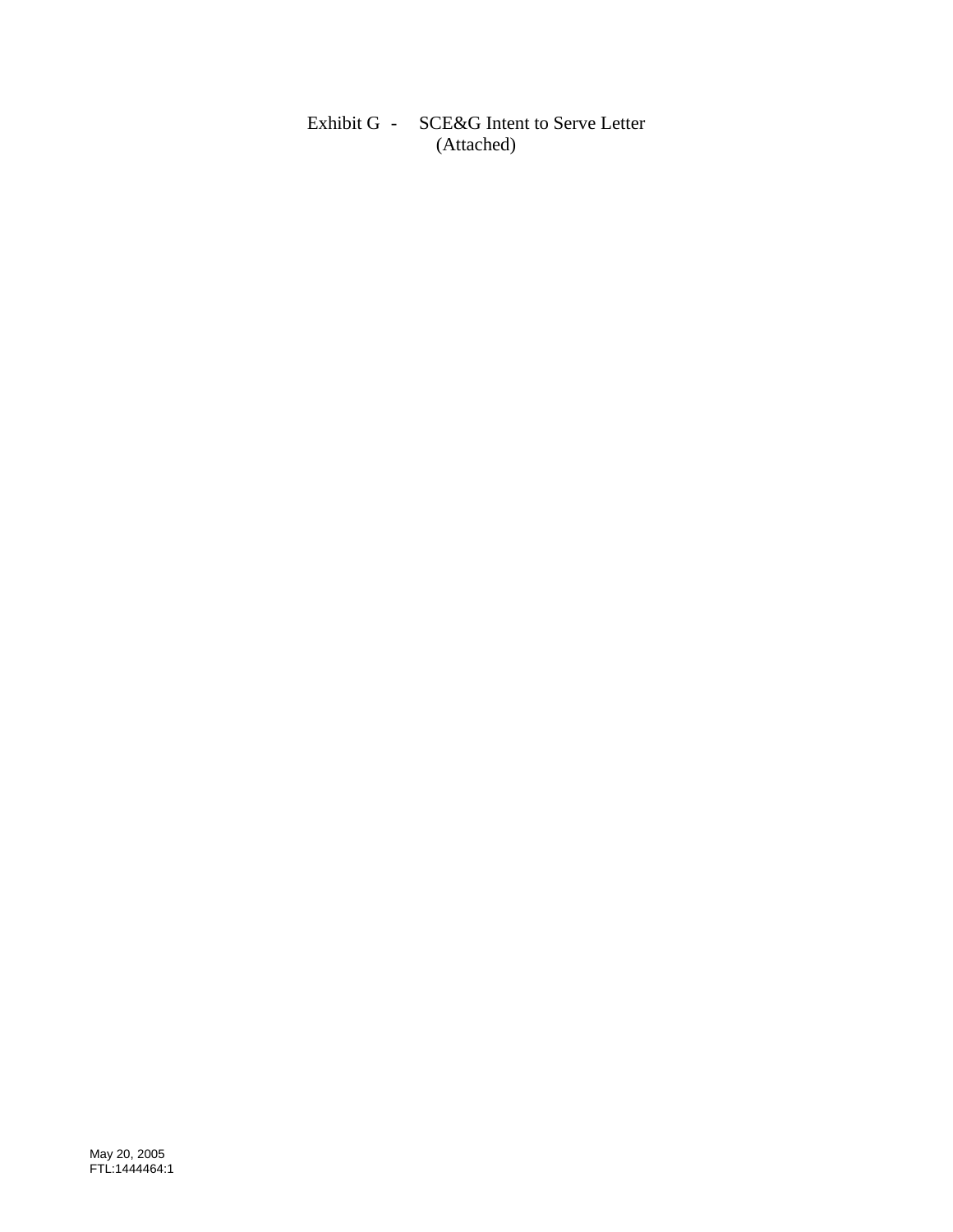Exhibit G - SCE&G Intent to Serve Letter
(Attached)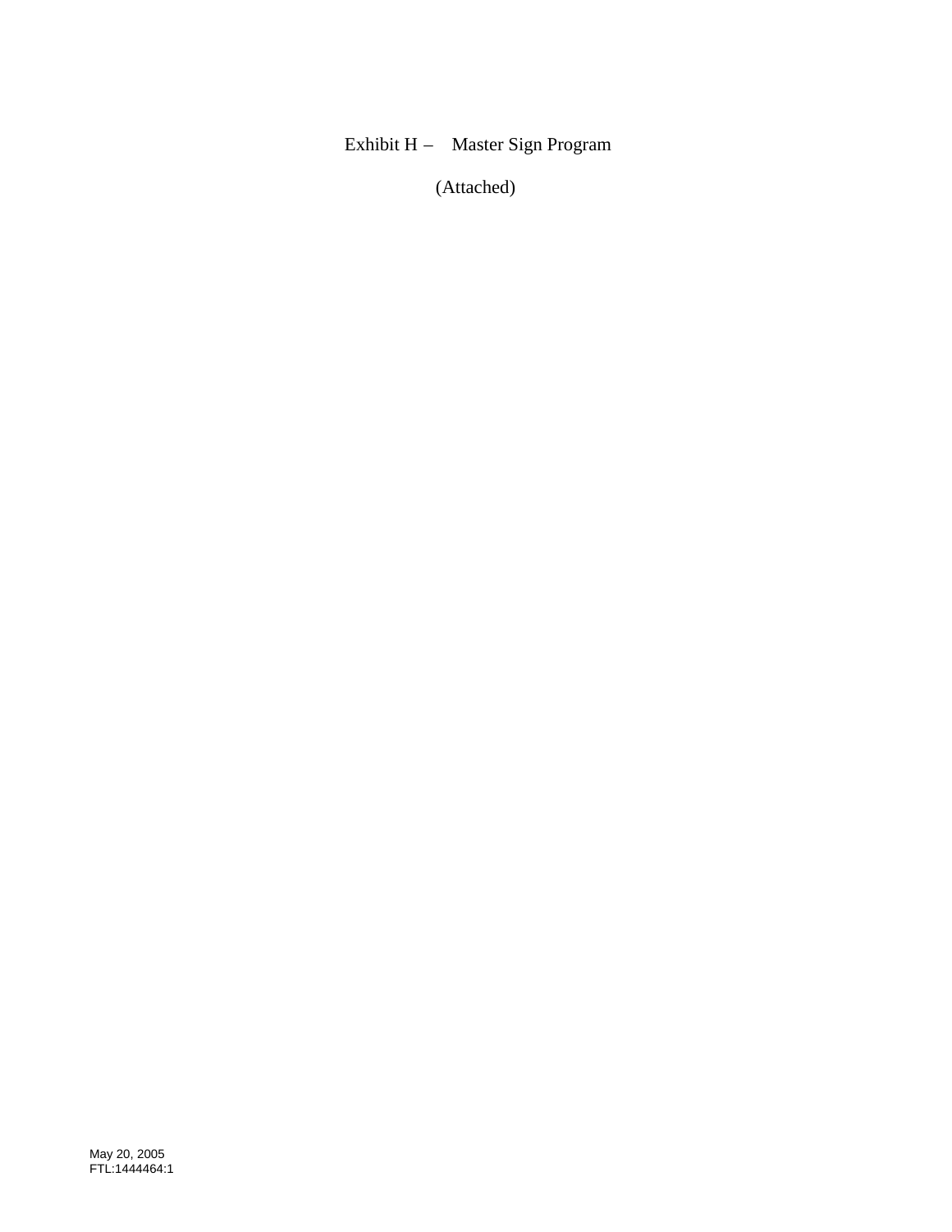# Exhibit H – Master Sign Program

(Attached)

May 20, 2005
FTL:1444464:1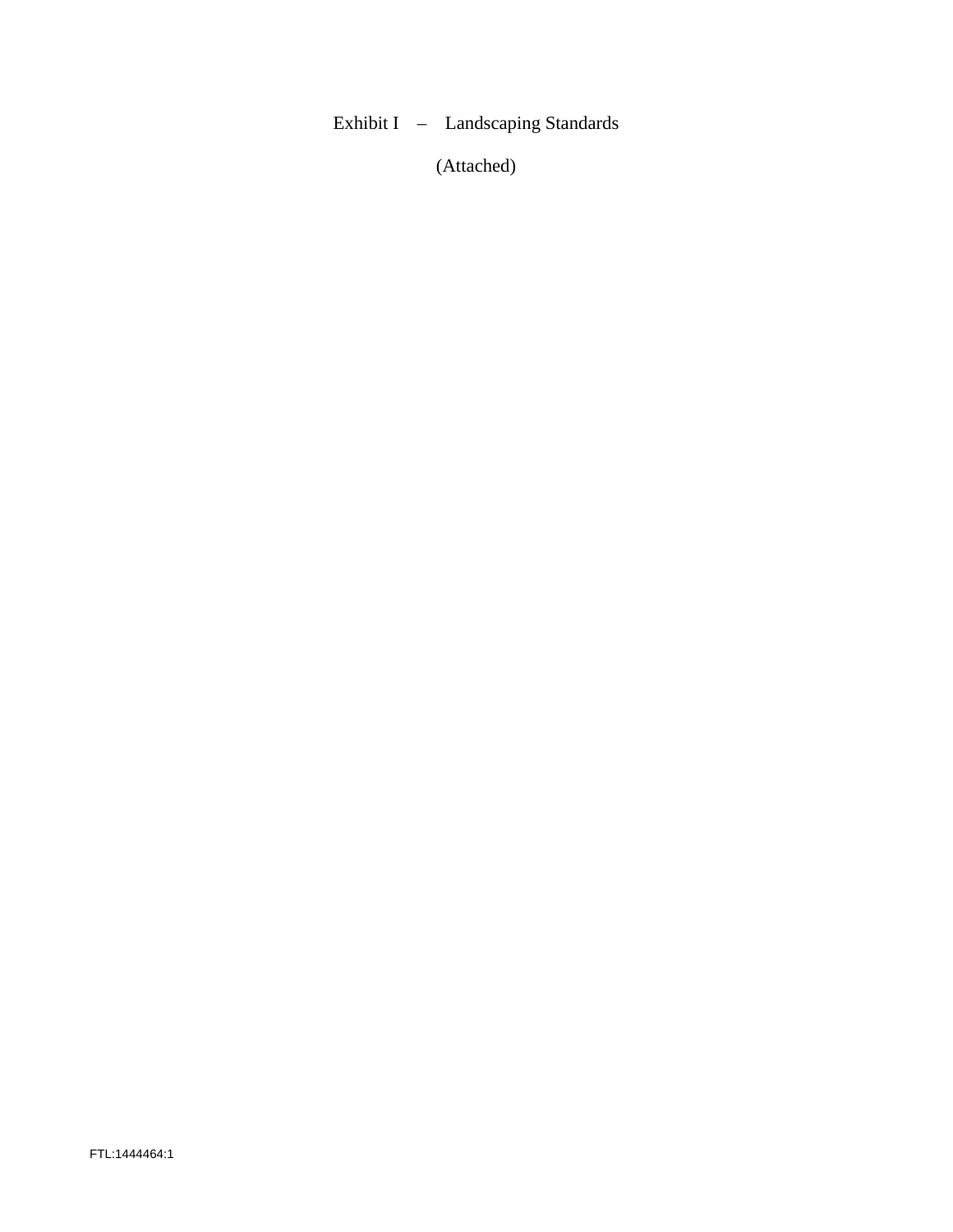Exhibit I – Landscaping Standards

(Attached)

FTL:1444464:1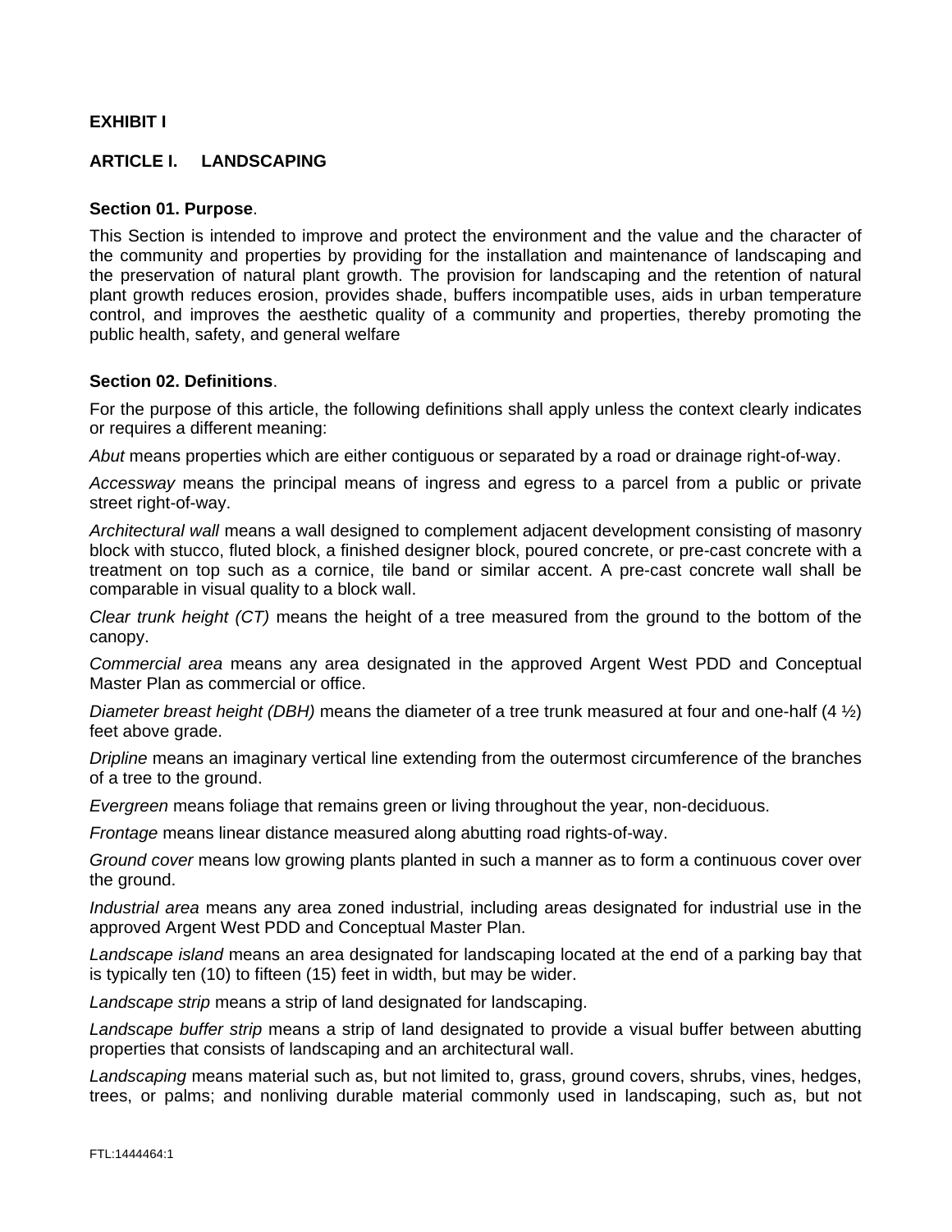**EXHIBIT I**

## ARTICLE I. LANDSCAPING

### Section 01. Purpose.

This Section is intended to improve and protect the environment and the value and the character of the community and properties by providing for the installation and maintenance of landscaping and the preservation of natural plant growth. The provision for landscaping and the retention of natural plant growth reduces erosion, provides shade, buffers incompatible uses, aids in urban temperature control, and improves the aesthetic quality of a community and properties, thereby promoting the public health, safety, and general welfare

### Section 02. Definitions.

For the purpose of this article, the following definitions shall apply unless the context clearly indicates or requires a different meaning:

*Abut* means properties which are either contiguous or separated by a road or drainage right-of-way.

*Accessway* means the principal means of ingress and egress to a parcel from a public or private street right-of-way.

*Architectural wall* means a wall designed to complement adjacent development consisting of masonry block with stucco, fluted block, a finished designer block, poured concrete, or pre-cast concrete with a treatment on top such as a cornice, tile band or similar accent. A pre-cast concrete wall shall be comparable in visual quality to a block wall.

*Clear trunk height (CT)* means the height of a tree measured from the ground to the bottom of the canopy.

*Commercial area* means any area designated in the approved Argent West PDD and Conceptual Master Plan as commercial or office.

*Diameter breast height (DBH)* means the diameter of a tree trunk measured at four and one-half (4 ½) feet above grade.

*Dripline* means an imaginary vertical line extending from the outermost circumference of the branches of a tree to the ground.

*Evergreen* means foliage that remains green or living throughout the year, non-deciduous.

*Frontage* means linear distance measured along abutting road rights-of-way.

*Ground cover* means low growing plants planted in such a manner as to form a continuous cover over the ground.

*Industrial area* means any area zoned industrial, including areas designated for industrial use in the approved Argent West PDD and Conceptual Master Plan.

*Landscape island* means an area designated for landscaping located at the end of a parking bay that is typically ten (10) to fifteen (15) feet in width, but may be wider.

*Landscape strip* means a strip of land designated for landscaping.

*Landscape buffer strip* means a strip of land designated to provide a visual buffer between abutting properties that consists of landscaping and an architectural wall.

*Landscaping* means material such as, but not limited to, grass, ground covers, shrubs, vines, hedges, trees, or palms; and nonliving durable material commonly used in landscaping, such as, but not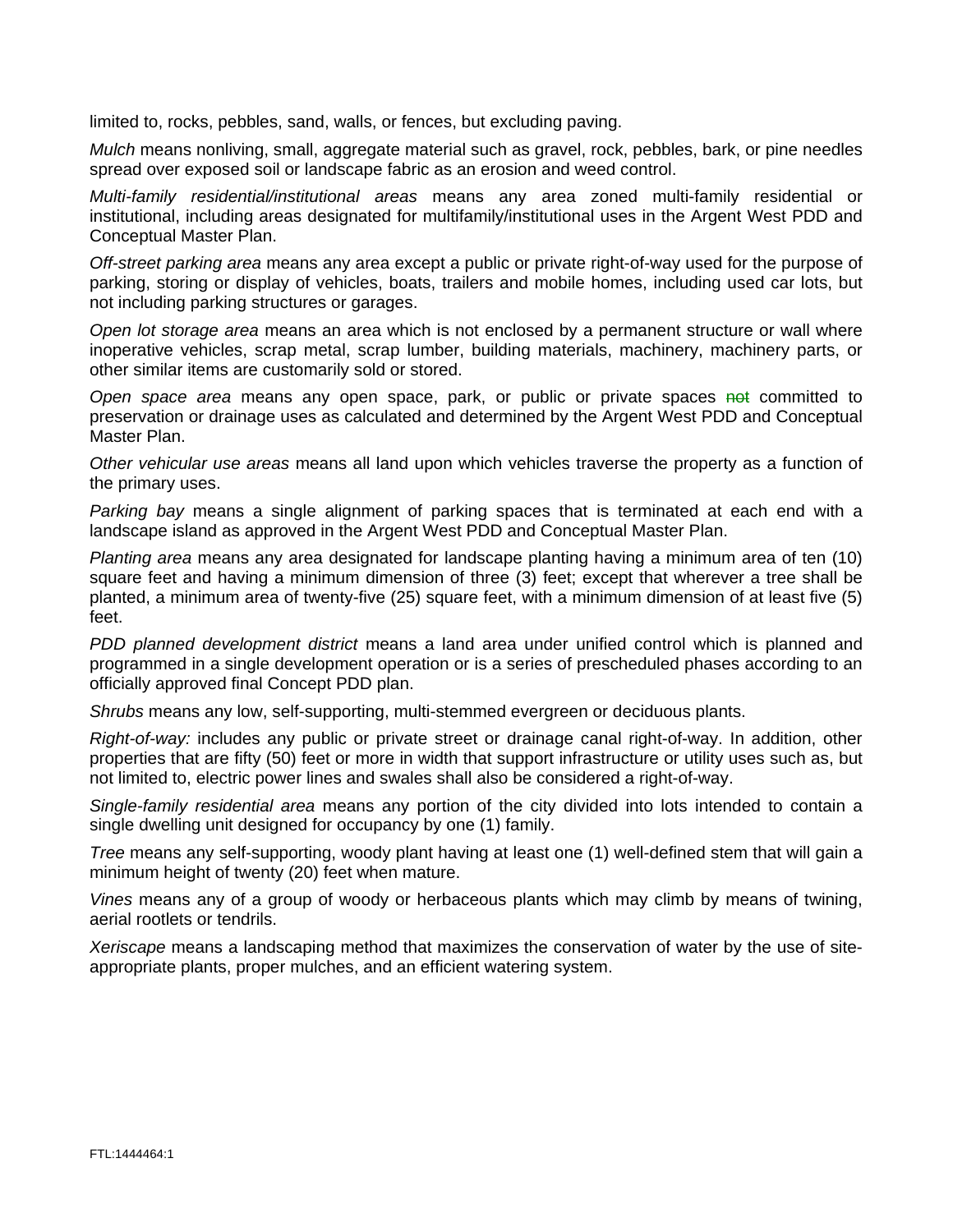limited to, rocks, pebbles, sand, walls, or fences, but excluding paving.

*Mulch* means nonliving, small, aggregate material such as gravel, rock, pebbles, bark, or pine needles spread over exposed soil or landscape fabric as an erosion and weed control.

*Multi-family residential/institutional areas* means any area zoned multi-family residential or institutional, including areas designated for multifamily/institutional uses in the Argent West PDD and Conceptual Master Plan.

*Off-street parking area* means any area except a public or private right-of-way used for the purpose of parking, storing or display of vehicles, boats, trailers and mobile homes, including used car lots, but not including parking structures or garages.

*Open lot storage area* means an area which is not enclosed by a permanent structure or wall where inoperative vehicles, scrap metal, scrap lumber, building materials, machinery, machinery parts, or other similar items are customarily sold or stored.

*Open space area* means any open space, park, or public or private spaces ~~not~~ committed to preservation or drainage uses as calculated and determined by the Argent West PDD and Conceptual Master Plan.

*Other vehicular use areas* means all land upon which vehicles traverse the property as a function of the primary uses.

*Parking bay* means a single alignment of parking spaces that is terminated at each end with a landscape island as approved in the Argent West PDD and Conceptual Master Plan.

*Planting area* means any area designated for landscape planting having a minimum area of ten (10) square feet and having a minimum dimension of three (3) feet; except that wherever a tree shall be planted, a minimum area of twenty-five (25) square feet, with a minimum dimension of at least five (5) feet.

*PDD planned development district* means a land area under unified control which is planned and programmed in a single development operation or is a series of prescheduled phases according to an officially approved final Concept PDD plan.

*Shrubs* means any low, self-supporting, multi-stemmed evergreen or deciduous plants.

*Right-of-way:* includes any public or private street or drainage canal right-of-way. In addition, other properties that are fifty (50) feet or more in width that support infrastructure or utility uses such as, but not limited to, electric power lines and swales shall also be considered a right-of-way.

*Single-family residential area* means any portion of the city divided into lots intended to contain a single dwelling unit designed for occupancy by one (1) family.

*Tree* means any self-supporting, woody plant having at least one (1) well-defined stem that will gain a minimum height of twenty (20) feet when mature.

*Vines* means any of a group of woody or herbaceous plants which may climb by means of twining, aerial rootlets or tendrils.

*Xeriscape* means a landscaping method that maximizes the conservation of water by the use of site-appropriate plants, proper mulches, and an efficient watering system.

FTL:1444464:1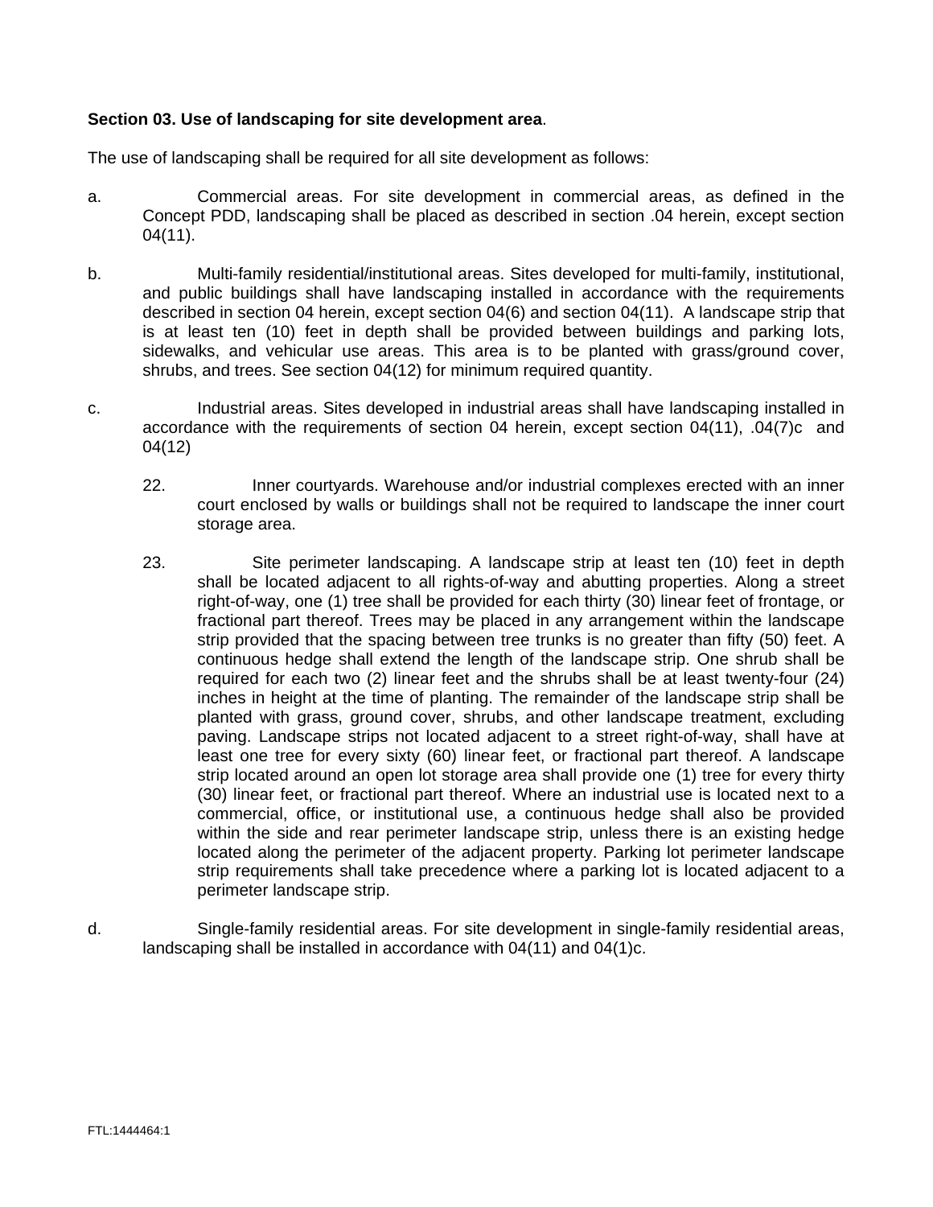**Section 03. Use of landscaping for site development area**.

The use of landscaping shall be required for all site development as follows:

a. Commercial areas. For site development in commercial areas, as defined in the Concept PDD, landscaping shall be placed as described in section .04 herein, except section 04(11).

b. Multi-family residential/institutional areas. Sites developed for multi-family, institutional, and public buildings shall have landscaping installed in accordance with the requirements described in section 04 herein, except section 04(6) and section 04(11). A landscape strip that is at least ten (10) feet in depth shall be provided between buildings and parking lots, sidewalks, and vehicular use areas. This area is to be planted with grass/ground cover, shrubs, and trees. See section 04(12) for minimum required quantity.

c. Industrial areas. Sites developed in industrial areas shall have landscaping installed in accordance with the requirements of section 04 herein, except section 04(11), .04(7)c and 04(12)

   22. Inner courtyards. Warehouse and/or industrial complexes erected with an inner court enclosed by walls or buildings shall not be required to landscape the inner court storage area.

   23. Site perimeter landscaping. A landscape strip at least ten (10) feet in depth shall be located adjacent to all rights-of-way and abutting properties. Along a street right-of-way, one (1) tree shall be provided for each thirty (30) linear feet of frontage, or fractional part thereof. Trees may be placed in any arrangement within the landscape strip provided that the spacing between tree trunks is no greater than fifty (50) feet. A continuous hedge shall extend the length of the landscape strip. One shrub shall be required for each two (2) linear feet and the shrubs shall be at least twenty-four (24) inches in height at the time of planting. The remainder of the landscape strip shall be planted with grass, ground cover, shrubs, and other landscape treatment, excluding paving. Landscape strips not located adjacent to a street right-of-way, shall have at least one tree for every sixty (60) linear feet, or fractional part thereof. A landscape strip located around an open lot storage area shall provide one (1) tree for every thirty (30) linear feet, or fractional part thereof. Where an industrial use is located next to a commercial, office, or institutional use, a continuous hedge shall also be provided within the side and rear perimeter landscape strip, unless there is an existing hedge located along the perimeter of the adjacent property. Parking lot perimeter landscape strip requirements shall take precedence where a parking lot is located adjacent to a perimeter landscape strip.

d. Single-family residential areas. For site development in single-family residential areas, landscaping shall be installed in accordance with 04(11) and 04(1)c.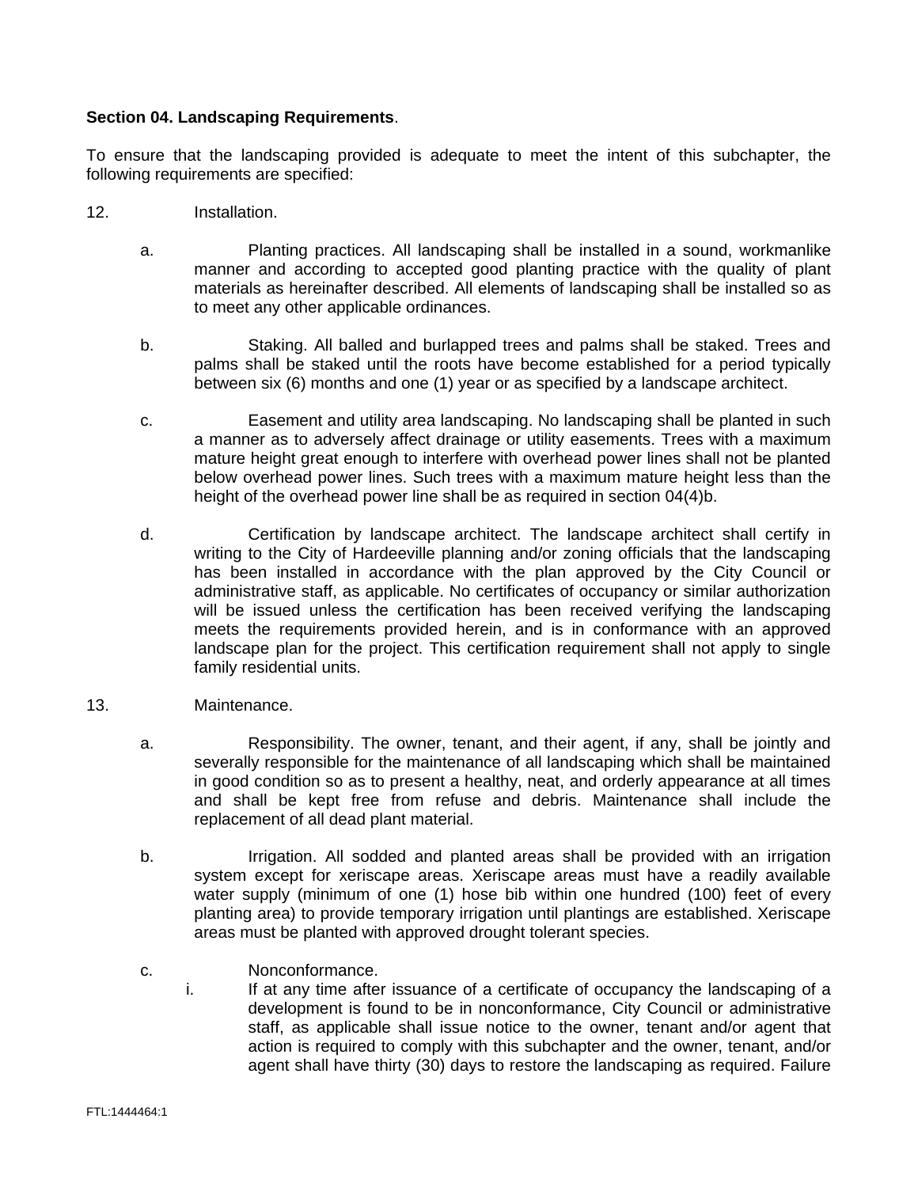**Section 04. Landscaping Requirements**.

To ensure that the landscaping provided is adequate to meet the intent of this subchapter, the following requirements are specified:

12. Installation.

    a. Planting practices. All landscaping shall be installed in a sound, workmanlike manner and according to accepted good planting practice with the quality of plant materials as hereinafter described. All elements of landscaping shall be installed so as to meet any other applicable ordinances.

    b. Staking. All balled and burlapped trees and palms shall be staked. Trees and palms shall be staked until the roots have become established for a period typically between six (6) months and one (1) year or as specified by a landscape architect.

    c. Easement and utility area landscaping. No landscaping shall be planted in such a manner as to adversely affect drainage or utility easements. Trees with a maximum mature height great enough to interfere with overhead power lines shall not be planted below overhead power lines. Such trees with a maximum mature height less than the height of the overhead power line shall be as required in section 04(4)b.

    d. Certification by landscape architect. The landscape architect shall certify in writing to the City of Hardeeville planning and/or zoning officials that the landscaping has been installed in accordance with the plan approved by the City Council or administrative staff, as applicable. No certificates of occupancy or similar authorization will be issued unless the certification has been received verifying the landscaping meets the requirements provided herein, and is in conformance with an approved landscape plan for the project. This certification requirement shall not apply to single family residential units.

13. Maintenance.

    a. Responsibility. The owner, tenant, and their agent, if any, shall be jointly and severally responsible for the maintenance of all landscaping which shall be maintained in good condition so as to present a healthy, neat, and orderly appearance at all times and shall be kept free from refuse and debris. Maintenance shall include the replacement of all dead plant material.

    b. Irrigation. All sodded and planted areas shall be provided with an irrigation system except for xeriscape areas. Xeriscape areas must have a readily available water supply (minimum of one (1) hose bib within one hundred (100) feet of every planting area) to provide temporary irrigation until plantings are established. Xeriscape areas must be planted with approved drought tolerant species.

    c. Nonconformance.

        i. If at any time after issuance of a certificate of occupancy the landscaping of a development is found to be in nonconformance, City Council or administrative staff, as applicable shall issue notice to the owner, tenant and/or agent that action is required to comply with this subchapter and the owner, tenant, and/or agent shall have thirty (30) days to restore the landscaping as required. Failure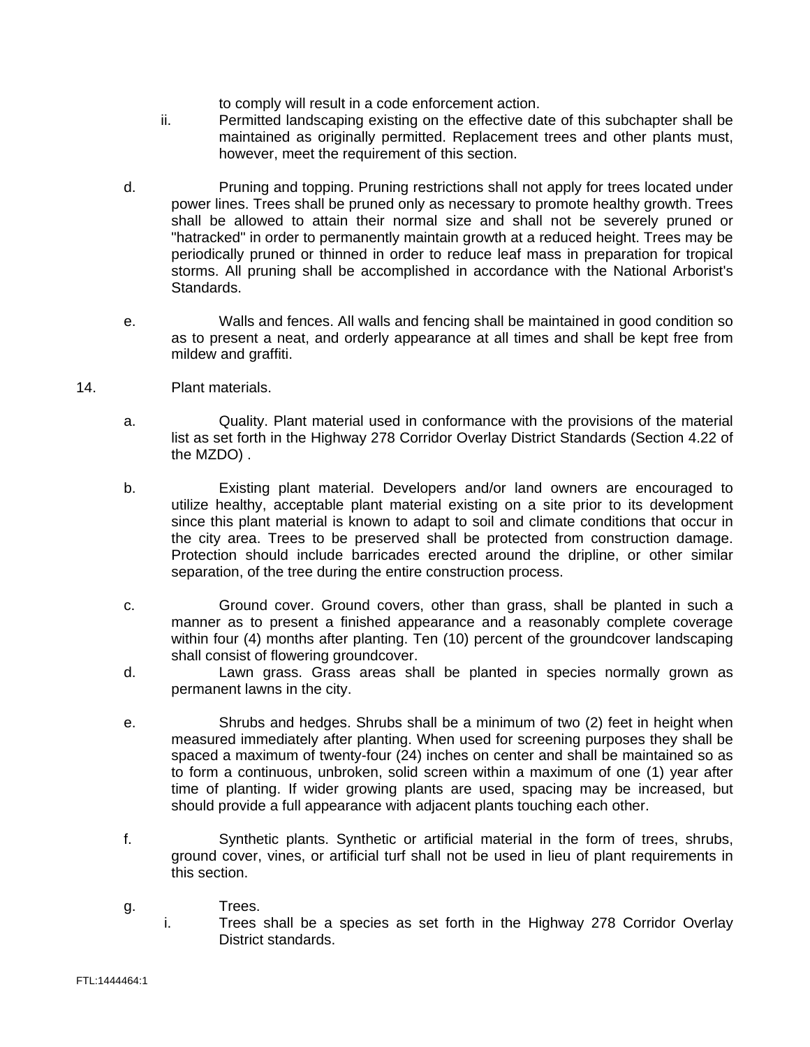to comply will result in a code enforcement action.

ii. Permitted landscaping existing on the effective date of this subchapter shall be maintained as originally permitted. Replacement trees and other plants must, however, meet the requirement of this section.

d. Pruning and topping. Pruning restrictions shall not apply for trees located under power lines. Trees shall be pruned only as necessary to promote healthy growth. Trees shall be allowed to attain their normal size and shall not be severely pruned or "hatracked" in order to permanently maintain growth at a reduced height. Trees may be periodically pruned or thinned in order to reduce leaf mass in preparation for tropical storms. All pruning shall be accomplished in accordance with the National Arborist's Standards.

e. Walls and fences. All walls and fencing shall be maintained in good condition so as to present a neat, and orderly appearance at all times and shall be kept free from mildew and graffiti.

14. Plant materials.

a. Quality. Plant material used in conformance with the provisions of the material list as set forth in the Highway 278 Corridor Overlay District Standards (Section 4.22 of the MZDO) .

b. Existing plant material. Developers and/or land owners are encouraged to utilize healthy, acceptable plant material existing on a site prior to its development since this plant material is known to adapt to soil and climate conditions that occur in the city area. Trees to be preserved shall be protected from construction damage. Protection should include barricades erected around the dripline, or other similar separation, of the tree during the entire construction process.

c. Ground cover. Ground covers, other than grass, shall be planted in such a manner as to present a finished appearance and a reasonably complete coverage within four (4) months after planting. Ten (10) percent of the groundcover landscaping shall consist of flowering groundcover.

d. Lawn grass. Grass areas shall be planted in species normally grown as permanent lawns in the city.

e. Shrubs and hedges. Shrubs shall be a minimum of two (2) feet in height when measured immediately after planting. When used for screening purposes they shall be spaced a maximum of twenty-four (24) inches on center and shall be maintained so as to form a continuous, unbroken, solid screen within a maximum of one (1) year after time of planting. If wider growing plants are used, spacing may be increased, but should provide a full appearance with adjacent plants touching each other.

f. Synthetic plants. Synthetic or artificial material in the form of trees, shrubs, ground cover, vines, or artificial turf shall not be used in lieu of plant requirements in this section.

g. Trees.

i. Trees shall be a species as set forth in the Highway 278 Corridor Overlay District standards.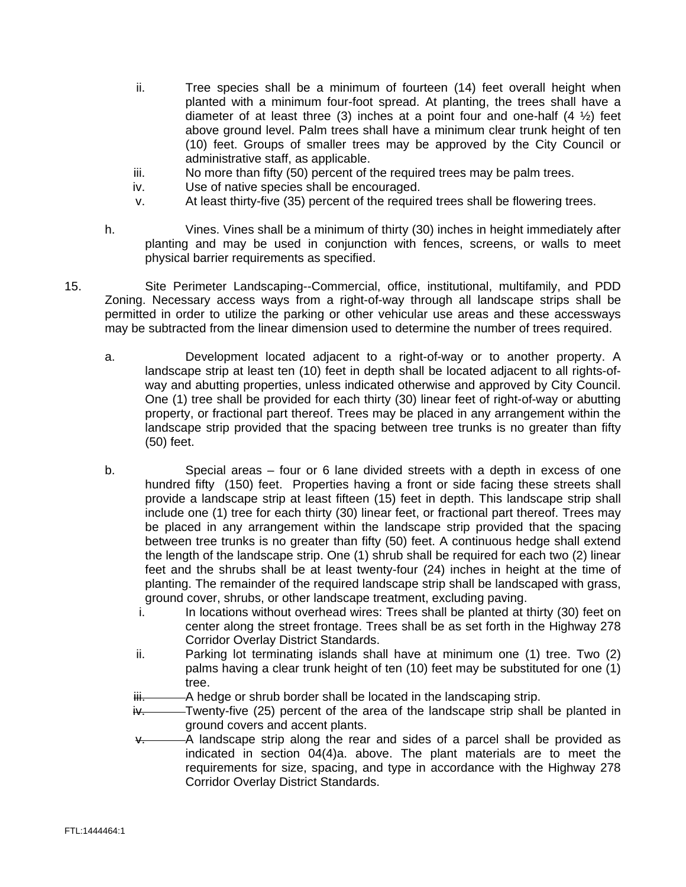ii. Tree species shall be a minimum of fourteen (14) feet overall height when planted with a minimum four-foot spread. At planting, the trees shall have a diameter of at least three (3) inches at a point four and one-half (4 ½) feet above ground level. Palm trees shall have a minimum clear trunk height of ten (10) feet. Groups of smaller trees may be approved by the City Council or administrative staff, as applicable.

iii. No more than fifty (50) percent of the required trees may be palm trees.

iv. Use of native species shall be encouraged.

v. At least thirty-five (35) percent of the required trees shall be flowering trees.

h. Vines. Vines shall be a minimum of thirty (30) inches in height immediately after planting and may be used in conjunction with fences, screens, or walls to meet physical barrier requirements as specified.

15. Site Perimeter Landscaping--Commercial, office, institutional, multifamily, and PDD Zoning. Necessary access ways from a right-of-way through all landscape strips shall be permitted in order to utilize the parking or other vehicular use areas and these accessways may be subtracted from the linear dimension used to determine the number of trees required.

a. Development located adjacent to a right-of-way or to another property. A landscape strip at least ten (10) feet in depth shall be located adjacent to all rights-of-way and abutting properties, unless indicated otherwise and approved by City Council. One (1) tree shall be provided for each thirty (30) linear feet of right-of-way or abutting property, or fractional part thereof. Trees may be placed in any arrangement within the landscape strip provided that the spacing between tree trunks is no greater than fifty (50) feet.

b. Special areas – four or 6 lane divided streets with a depth in excess of one hundred fifty (150) feet. Properties having a front or side facing these streets shall provide a landscape strip at least fifteen (15) feet in depth. This landscape strip shall include one (1) tree for each thirty (30) linear feet, or fractional part thereof. Trees may be placed in any arrangement within the landscape strip provided that the spacing between tree trunks is no greater than fifty (50) feet. A continuous hedge shall extend the length of the landscape strip. One (1) shrub shall be required for each two (2) linear feet and the shrubs shall be at least twenty-four (24) inches in height at the time of planting. The remainder of the required landscape strip shall be landscaped with grass, ground cover, shrubs, or other landscape treatment, excluding paving.

i. In locations without overhead wires: Trees shall be planted at thirty (30) feet on center along the street frontage. Trees shall be as set forth in the Highway 278 Corridor Overlay District Standards.

ii. Parking lot terminating islands shall have at minimum one (1) tree. Two (2) palms having a clear trunk height of ten (10) feet may be substituted for one (1) tree.

~~iii.~~ A hedge or shrub border shall be located in the landscaping strip.

~~iv.~~ Twenty-five (25) percent of the area of the landscape strip shall be planted in ground covers and accent plants.

~~v.~~ A landscape strip along the rear and sides of a parcel shall be provided as indicated in section 04(4)a. above. The plant materials are to meet the requirements for size, spacing, and type in accordance with the Highway 278 Corridor Overlay District Standards.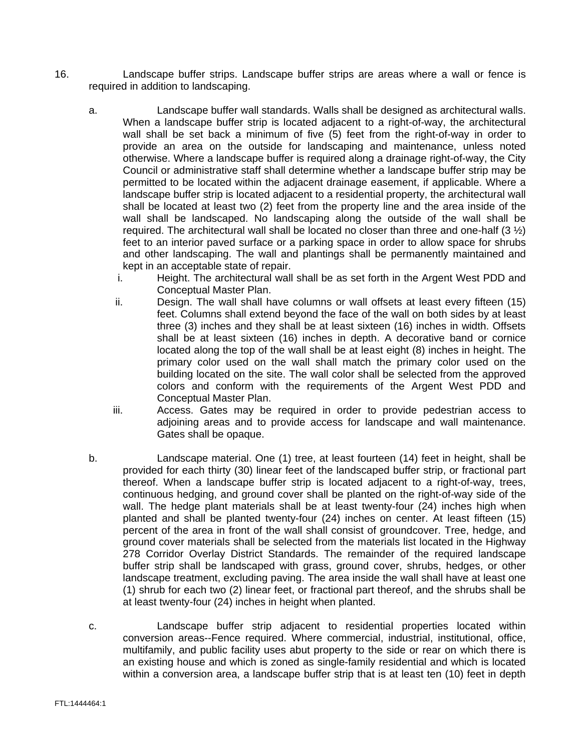16. Landscape buffer strips. Landscape buffer strips are areas where a wall or fence is required in addition to landscaping.

   a. Landscape buffer wall standards. Walls shall be designed as architectural walls. When a landscape buffer strip is located adjacent to a right-of-way, the architectural wall shall be set back a minimum of five (5) feet from the right-of-way in order to provide an area on the outside for landscaping and maintenance, unless noted otherwise. Where a landscape buffer is required along a drainage right-of-way, the City Council or administrative staff shall determine whether a landscape buffer strip may be permitted to be located within the adjacent drainage easement, if applicable. Where a landscape buffer strip is located adjacent to a residential property, the architectural wall shall be located at least two (2) feet from the property line and the area inside of the wall shall be landscaped. No landscaping along the outside of the wall shall be required. The architectural wall shall be located no closer than three and one-half (3 ½) feet to an interior paved surface or a parking space in order to allow space for shrubs and other landscaping. The wall and plantings shall be permanently maintained and kept in an acceptable state of repair.

      i. Height. The architectural wall shall be as set forth in the Argent West PDD and Conceptual Master Plan.

      ii. Design. The wall shall have columns or wall offsets at least every fifteen (15) feet. Columns shall extend beyond the face of the wall on both sides by at least three (3) inches and they shall be at least sixteen (16) inches in width. Offsets shall be at least sixteen (16) inches in depth. A decorative band or cornice located along the top of the wall shall be at least eight (8) inches in height. The primary color used on the wall shall match the primary color used on the building located on the site. The wall color shall be selected from the approved colors and conform with the requirements of the Argent West PDD and Conceptual Master Plan.

      iii. Access. Gates may be required in order to provide pedestrian access to adjoining areas and to provide access for landscape and wall maintenance. Gates shall be opaque.

   b. Landscape material. One (1) tree, at least fourteen (14) feet in height, shall be provided for each thirty (30) linear feet of the landscaped buffer strip, or fractional part thereof. When a landscape buffer strip is located adjacent to a right-of-way, trees, continuous hedging, and ground cover shall be planted on the right-of-way side of the wall. The hedge plant materials shall be at least twenty-four (24) inches high when planted and shall be planted twenty-four (24) inches on center. At least fifteen (15) percent of the area in front of the wall shall consist of groundcover. Tree, hedge, and ground cover materials shall be selected from the materials list located in the Highway 278 Corridor Overlay District Standards. The remainder of the required landscape buffer strip shall be landscaped with grass, ground cover, shrubs, hedges, or other landscape treatment, excluding paving. The area inside the wall shall have at least one (1) shrub for each two (2) linear feet, or fractional part thereof, and the shrubs shall be at least twenty-four (24) inches in height when planted.

   c. Landscape buffer strip adjacent to residential properties located within conversion areas--Fence required. Where commercial, industrial, institutional, office, multifamily, and public facility uses abut property to the side or rear on which there is an existing house and which is zoned as single-family residential and which is located within a conversion area, a landscape buffer strip that is at least ten (10) feet in depth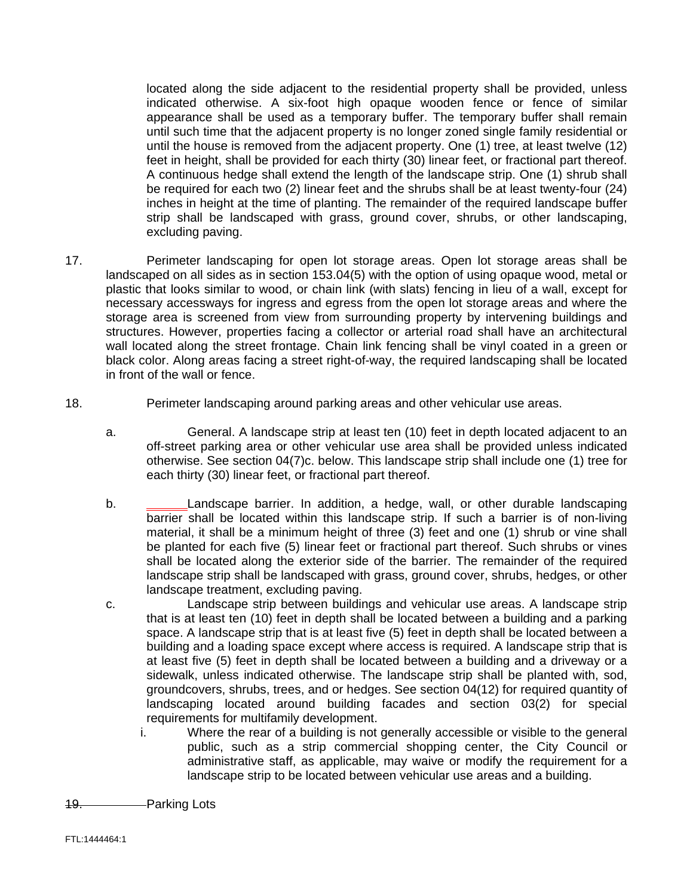located along the side adjacent to the residential property shall be provided, unless indicated otherwise. A six-foot high opaque wooden fence or fence of similar appearance shall be used as a temporary buffer. The temporary buffer shall remain until such time that the adjacent property is no longer zoned single family residential or until the house is removed from the adjacent property. One (1) tree, at least twelve (12) feet in height, shall be provided for each thirty (30) linear feet, or fractional part thereof. A continuous hedge shall extend the length of the landscape strip. One (1) shrub shall be required for each two (2) linear feet and the shrubs shall be at least twenty-four (24) inches in height at the time of planting. The remainder of the required landscape buffer strip shall be landscaped with grass, ground cover, shrubs, or other landscaping, excluding paving.

17. Perimeter landscaping for open lot storage areas. Open lot storage areas shall be landscaped on all sides as in section 153.04(5) with the option of using opaque wood, metal or plastic that looks similar to wood, or chain link (with slats) fencing in lieu of a wall, except for necessary accessways for ingress and egress from the open lot storage areas and where the storage area is screened from view from surrounding property by intervening buildings and structures. However, properties facing a collector or arterial road shall have an architectural wall located along the street frontage. Chain link fencing shall be vinyl coated in a green or black color. Along areas facing a street right-of-way, the required landscaping shall be located in front of the wall or fence.

18. Perimeter landscaping around parking areas and other vehicular use areas.

   a. General. A landscape strip at least ten (10) feet in depth located adjacent to an off-street parking area or other vehicular use area shall be provided unless indicated otherwise. See section 04(7)c. below. This landscape strip shall include one (1) tree for each thirty (30) linear feet, or fractional part thereof.

   b. Landscape barrier. In addition, a hedge, wall, or other durable landscaping barrier shall be located within this landscape strip. If such a barrier is of non-living material, it shall be a minimum height of three (3) feet and one (1) shrub or vine shall be planted for each five (5) linear feet or fractional part thereof. Such shrubs or vines shall be located along the exterior side of the barrier. The remainder of the required landscape strip shall be landscaped with grass, ground cover, shrubs, hedges, or other landscape treatment, excluding paving.

   c. Landscape strip between buildings and vehicular use areas. A landscape strip that is at least ten (10) feet in depth shall be located between a building and a parking space. A landscape strip that is at least five (5) feet in depth shall be located between a building and a loading space except where access is required. A landscape strip that is at least five (5) feet in depth shall be located between a building and a driveway or a sidewalk, unless indicated otherwise. The landscape strip shall be planted with, sod, groundcovers, shrubs, trees, and or hedges. See section 04(12) for required quantity of landscaping located around building facades and section 03(2) for special requirements for multifamily development.

      i. Where the rear of a building is not generally accessible or visible to the general public, such as a strip commercial shopping center, the City Council or administrative staff, as applicable, may waive or modify the requirement for a landscape strip to be located between vehicular use areas and a building.

~~19.~~ Parking Lots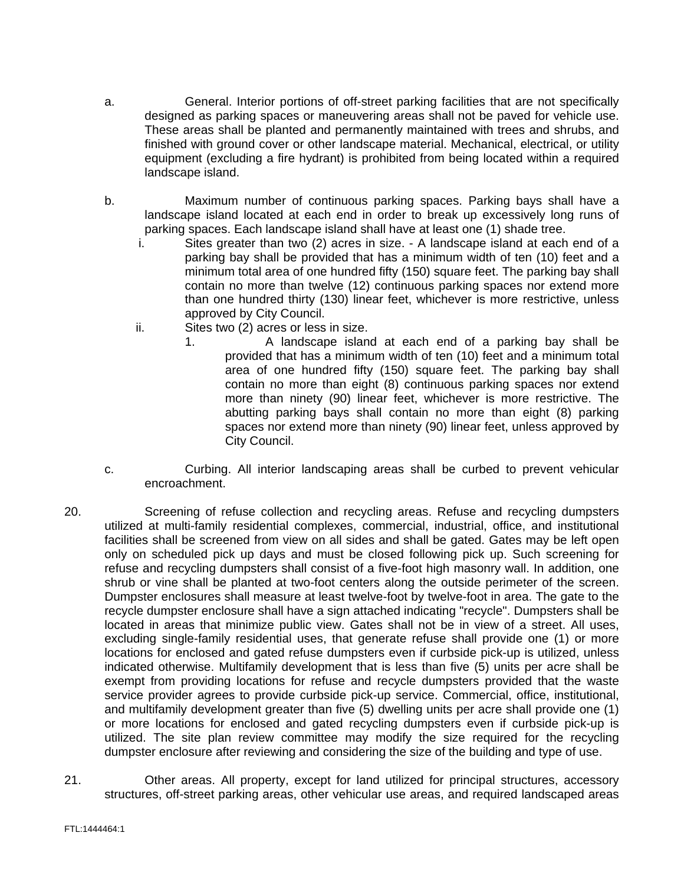a. General. Interior portions of off-street parking facilities that are not specifically designed as parking spaces or maneuvering areas shall not be paved for vehicle use. These areas shall be planted and permanently maintained with trees and shrubs, and finished with ground cover or other landscape material. Mechanical, electrical, or utility equipment (excluding a fire hydrant) is prohibited from being located within a required landscape island.

b. Maximum number of continuous parking spaces. Parking bays shall have a landscape island located at each end in order to break up excessively long runs of parking spaces. Each landscape island shall have at least one (1) shade tree.

   i. Sites greater than two (2) acres in size. - A landscape island at each end of a parking bay shall be provided that has a minimum width of ten (10) feet and a minimum total area of one hundred fifty (150) square feet. The parking bay shall contain no more than twelve (12) continuous parking spaces nor extend more than one hundred thirty (130) linear feet, whichever is more restrictive, unless approved by City Council.

   ii. Sites two (2) acres or less in size.

      1. A landscape island at each end of a parking bay shall be provided that has a minimum width of ten (10) feet and a minimum total area of one hundred fifty (150) square feet. The parking bay shall contain no more than eight (8) continuous parking spaces nor extend more than ninety (90) linear feet, whichever is more restrictive. The abutting parking bays shall contain no more than eight (8) parking spaces nor extend more than ninety (90) linear feet, unless approved by City Council.

c. Curbing. All interior landscaping areas shall be curbed to prevent vehicular encroachment.

20. Screening of refuse collection and recycling areas. Refuse and recycling dumpsters utilized at multi-family residential complexes, commercial, industrial, office, and institutional facilities shall be screened from view on all sides and shall be gated. Gates may be left open only on scheduled pick up days and must be closed following pick up. Such screening for refuse and recycling dumpsters shall consist of a five-foot high masonry wall. In addition, one shrub or vine shall be planted at two-foot centers along the outside perimeter of the screen. Dumpster enclosures shall measure at least twelve-foot by twelve-foot in area. The gate to the recycle dumpster enclosure shall have a sign attached indicating "recycle". Dumpsters shall be located in areas that minimize public view. Gates shall not be in view of a street. All uses, excluding single-family residential uses, that generate refuse shall provide one (1) or more locations for enclosed and gated refuse dumpsters even if curbside pick-up is utilized, unless indicated otherwise. Multifamily development that is less than five (5) units per acre shall be exempt from providing locations for refuse and recycle dumpsters provided that the waste service provider agrees to provide curbside pick-up service. Commercial, office, institutional, and multifamily development greater than five (5) dwelling units per acre shall provide one (1) or more locations for enclosed and gated recycling dumpsters even if curbside pick-up is utilized. The site plan review committee may modify the size required for the recycling dumpster enclosure after reviewing and considering the size of the building and type of use.

21. Other areas. All property, except for land utilized for principal structures, accessory structures, off-street parking areas, other vehicular use areas, and required landscaped areas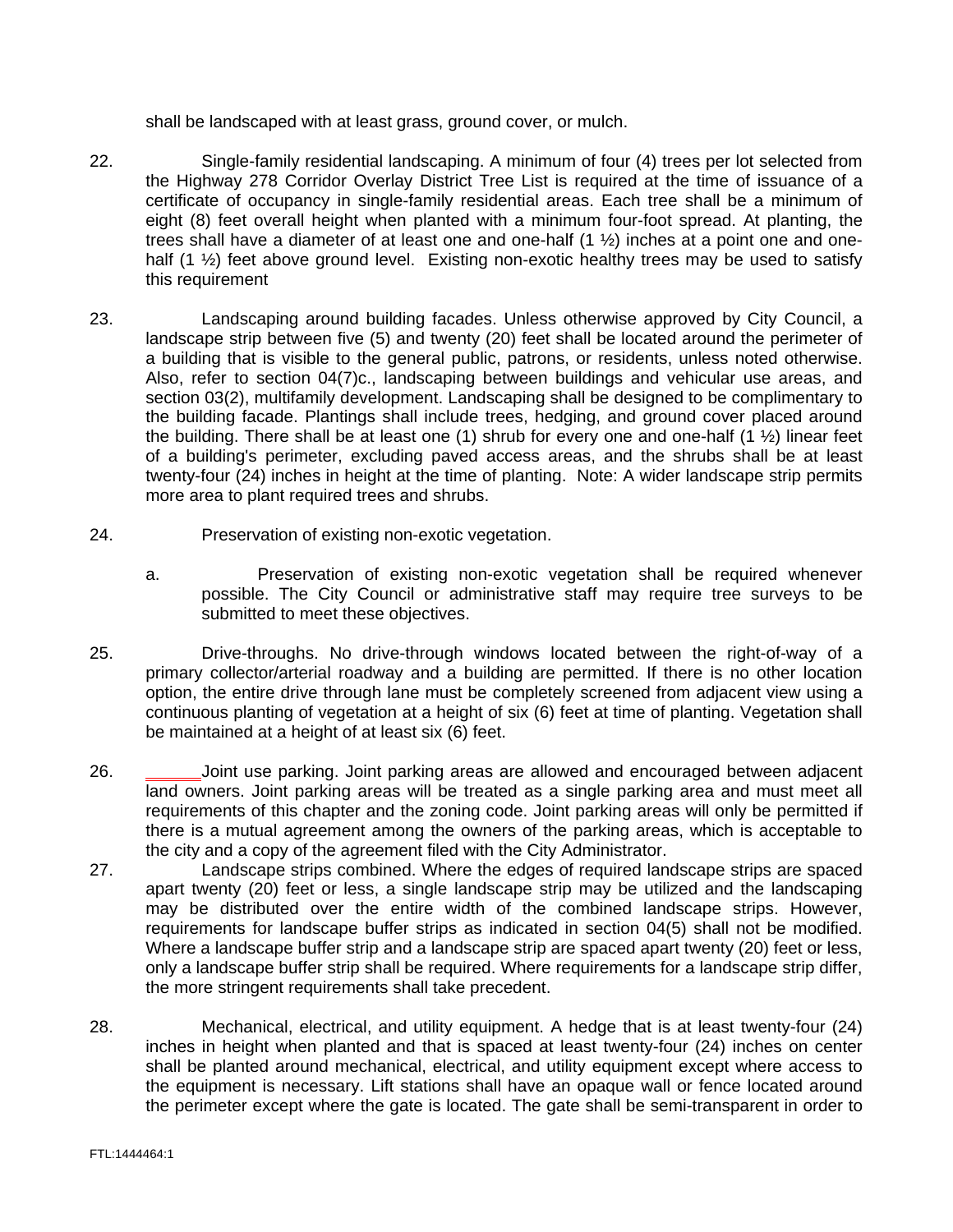shall be landscaped with at least grass, ground cover, or mulch.

22. Single-family residential landscaping. A minimum of four (4) trees per lot selected from the Highway 278 Corridor Overlay District Tree List is required at the time of issuance of a certificate of occupancy in single-family residential areas. Each tree shall be a minimum of eight (8) feet overall height when planted with a minimum four-foot spread. At planting, the trees shall have a diameter of at least one and one-half (1 ½) inches at a point one and one-half (1 ½) feet above ground level. Existing non-exotic healthy trees may be used to satisfy this requirement

23. Landscaping around building facades. Unless otherwise approved by City Council, a landscape strip between five (5) and twenty (20) feet shall be located around the perimeter of a building that is visible to the general public, patrons, or residents, unless noted otherwise. Also, refer to section 04(7)c., landscaping between buildings and vehicular use areas, and section 03(2), multifamily development. Landscaping shall be designed to be complimentary to the building facade. Plantings shall include trees, hedging, and ground cover placed around the building. There shall be at least one (1) shrub for every one and one-half (1 ½) linear feet of a building's perimeter, excluding paved access areas, and the shrubs shall be at least twenty-four (24) inches in height at the time of planting. Note: A wider landscape strip permits more area to plant required trees and shrubs.

24. Preservation of existing non-exotic vegetation.

    a. Preservation of existing non-exotic vegetation shall be required whenever possible. The City Council or administrative staff may require tree surveys to be submitted to meet these objectives.

25. Drive-throughs. No drive-through windows located between the right-of-way of a primary collector/arterial roadway and a building are permitted. If there is no other location option, the entire drive through lane must be completely screened from adjacent view using a continuous planting of vegetation at a height of six (6) feet at time of planting. Vegetation shall be maintained at a height of at least six (6) feet.

26. Joint use parking. Joint parking areas are allowed and encouraged between adjacent land owners. Joint parking areas will be treated as a single parking area and must meet all requirements of this chapter and the zoning code. Joint parking areas will only be permitted if there is a mutual agreement among the owners of the parking areas, which is acceptable to the city and a copy of the agreement filed with the City Administrator.

27. Landscape strips combined. Where the edges of required landscape strips are spaced apart twenty (20) feet or less, a single landscape strip may be utilized and the landscaping may be distributed over the entire width of the combined landscape strips. However, requirements for landscape buffer strips as indicated in section 04(5) shall not be modified. Where a landscape buffer strip and a landscape strip are spaced apart twenty (20) feet or less, only a landscape buffer strip shall be required. Where requirements for a landscape strip differ, the more stringent requirements shall take precedent.

28. Mechanical, electrical, and utility equipment. A hedge that is at least twenty-four (24) inches in height when planted and that is spaced at least twenty-four (24) inches on center shall be planted around mechanical, electrical, and utility equipment except where access to the equipment is necessary. Lift stations shall have an opaque wall or fence located around the perimeter except where the gate is located. The gate shall be semi-transparent in order to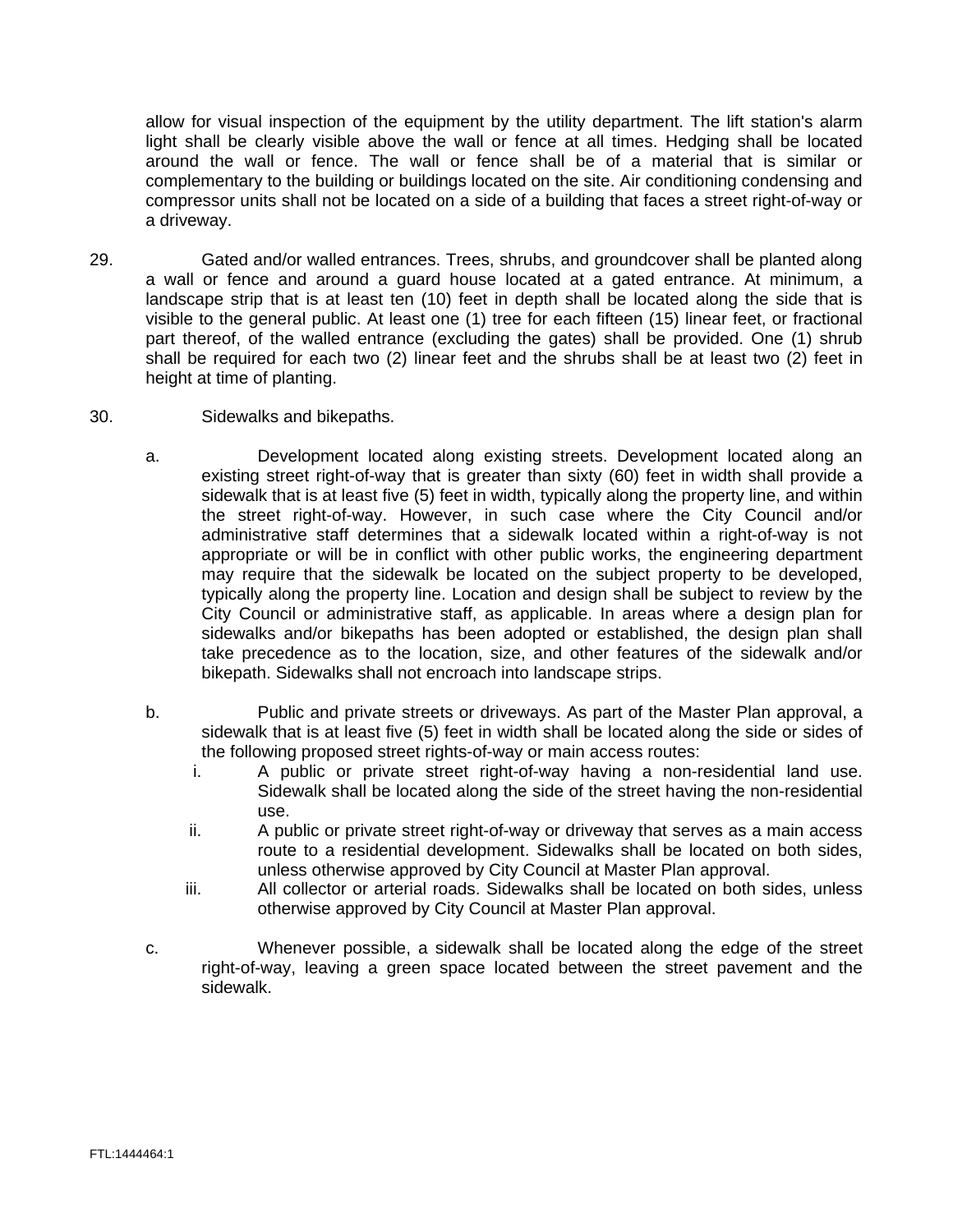allow for visual inspection of the equipment by the utility department. The lift station's alarm light shall be clearly visible above the wall or fence at all times. Hedging shall be located around the wall or fence. The wall or fence shall be of a material that is similar or complementary to the building or buildings located on the site. Air conditioning condensing and compressor units shall not be located on a side of a building that faces a street right-of-way or a driveway.

29. Gated and/or walled entrances. Trees, shrubs, and groundcover shall be planted along a wall or fence and around a guard house located at a gated entrance. At minimum, a landscape strip that is at least ten (10) feet in depth shall be located along the side that is visible to the general public. At least one (1) tree for each fifteen (15) linear feet, or fractional part thereof, of the walled entrance (excluding the gates) shall be provided. One (1) shrub shall be required for each two (2) linear feet and the shrubs shall be at least two (2) feet in height at time of planting.

30. Sidewalks and bikepaths.

   a. Development located along existing streets. Development located along an existing street right-of-way that is greater than sixty (60) feet in width shall provide a sidewalk that is at least five (5) feet in width, typically along the property line, and within the street right-of-way. However, in such case where the City Council and/or administrative staff determines that a sidewalk located within a right-of-way is not appropriate or will be in conflict with other public works, the engineering department may require that the sidewalk be located on the subject property to be developed, typically along the property line. Location and design shall be subject to review by the City Council or administrative staff, as applicable. In areas where a design plan for sidewalks and/or bikepaths has been adopted or established, the design plan shall take precedence as to the location, size, and other features of the sidewalk and/or bikepath. Sidewalks shall not encroach into landscape strips.

   b. Public and private streets or driveways. As part of the Master Plan approval, a sidewalk that is at least five (5) feet in width shall be located along the side or sides of the following proposed street rights-of-way or main access routes:

      i. A public or private street right-of-way having a non-residential land use. Sidewalk shall be located along the side of the street having the non-residential use.

      ii. A public or private street right-of-way or driveway that serves as a main access route to a residential development. Sidewalks shall be located on both sides, unless otherwise approved by City Council at Master Plan approval.

      iii. All collector or arterial roads. Sidewalks shall be located on both sides, unless otherwise approved by City Council at Master Plan approval.

   c. Whenever possible, a sidewalk shall be located along the edge of the street right-of-way, leaving a green space located between the street pavement and the sidewalk.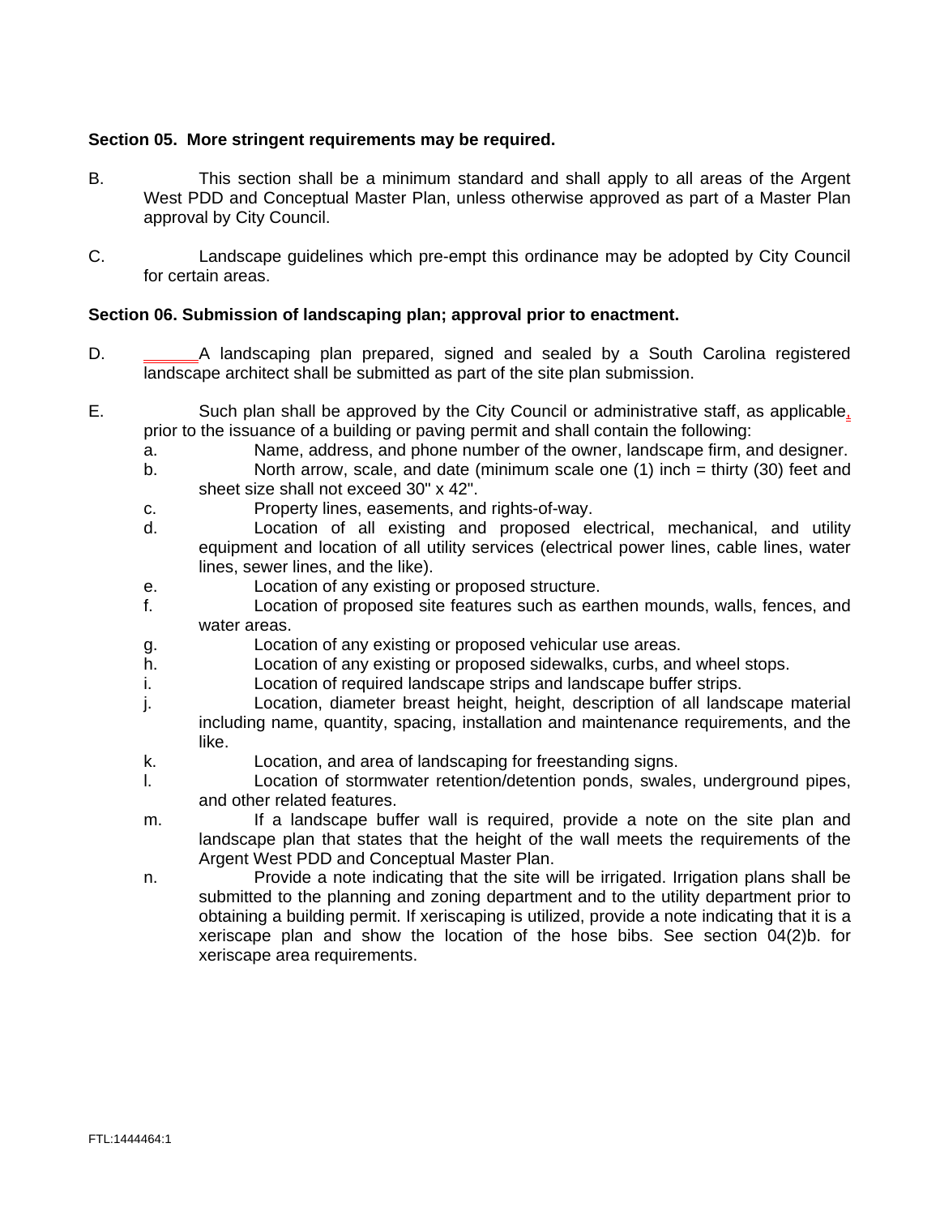**Section 05. More stringent requirements may be required.**

B. This section shall be a minimum standard and shall apply to all areas of the Argent West PDD and Conceptual Master Plan, unless otherwise approved as part of a Master Plan approval by City Council.

C. Landscape guidelines which pre-empt this ordinance may be adopted by City Council for certain areas.

**Section 06. Submission of landscaping plan; approval prior to enactment.**

D. A landscaping plan prepared, signed and sealed by a South Carolina registered landscape architect shall be submitted as part of the site plan submission.

E. Such plan shall be approved by the City Council or administrative staff, as applicable, prior to the issuance of a building or paving permit and shall contain the following:

a. Name, address, and phone number of the owner, landscape firm, and designer.

b. North arrow, scale, and date (minimum scale one (1) inch = thirty (30) feet and sheet size shall not exceed 30" x 42".

c. Property lines, easements, and rights-of-way.

d. Location of all existing and proposed electrical, mechanical, and utility equipment and location of all utility services (electrical power lines, cable lines, water lines, sewer lines, and the like).

e. Location of any existing or proposed structure.

f. Location of proposed site features such as earthen mounds, walls, fences, and water areas.

g. Location of any existing or proposed vehicular use areas.

h. Location of any existing or proposed sidewalks, curbs, and wheel stops.

i. Location of required landscape strips and landscape buffer strips.

j. Location, diameter breast height, height, description of all landscape material including name, quantity, spacing, installation and maintenance requirements, and the like.

k. Location, and area of landscaping for freestanding signs.

l. Location of stormwater retention/detention ponds, swales, underground pipes, and other related features.

m. If a landscape buffer wall is required, provide a note on the site plan and landscape plan that states that the height of the wall meets the requirements of the Argent West PDD and Conceptual Master Plan.

n. Provide a note indicating that the site will be irrigated. Irrigation plans shall be submitted to the planning and zoning department and to the utility department prior to obtaining a building permit. If xeriscaping is utilized, provide a note indicating that it is a xeriscape plan and show the location of the hose bibs. See section 04(2)b. for xeriscape area requirements.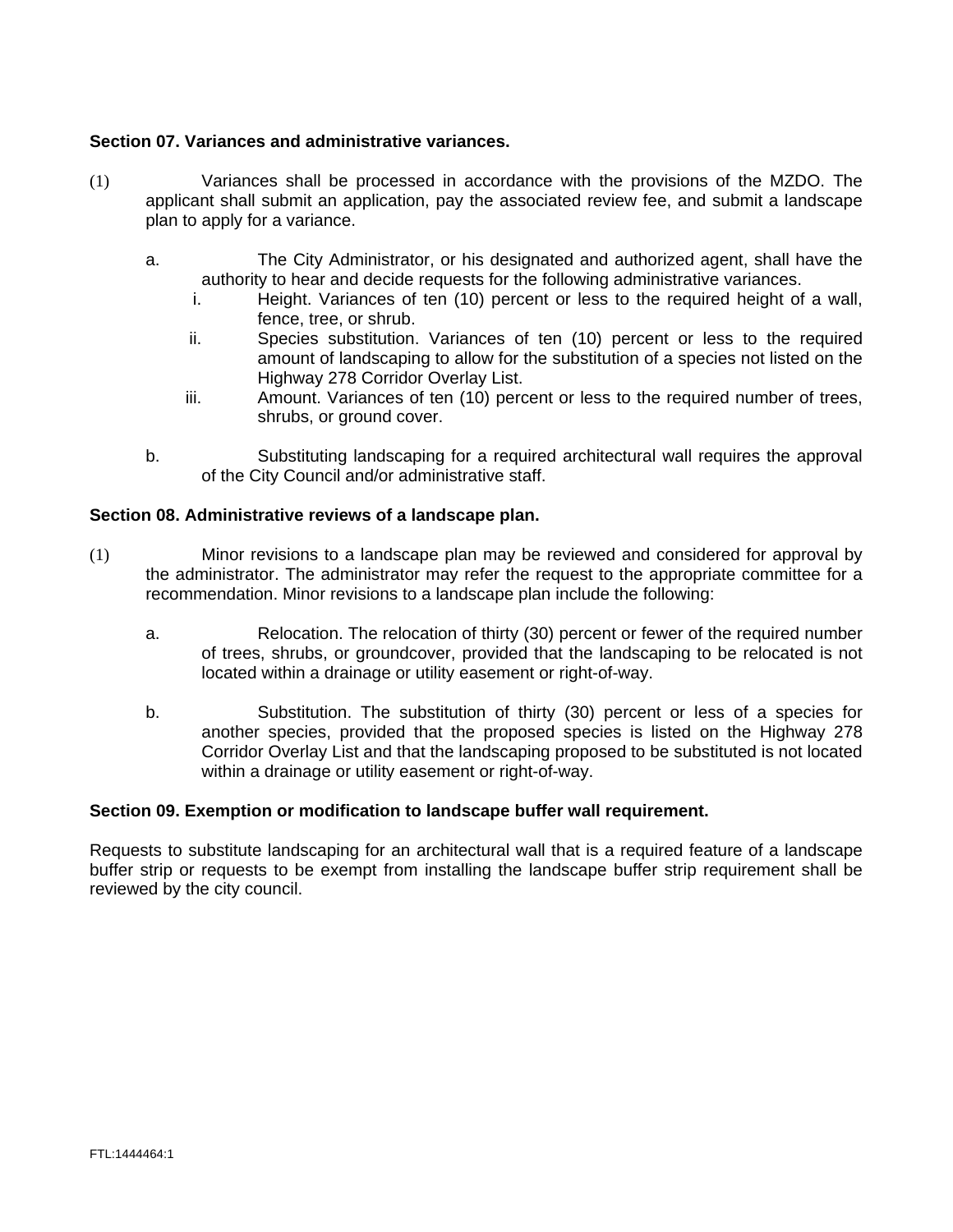**Section 07. Variances and administrative variances.**

(1) Variances shall be processed in accordance with the provisions of the MZDO. The applicant shall submit an application, pay the associated review fee, and submit a landscape plan to apply for a variance.

a. The City Administrator, or his designated and authorized agent, shall have the authority to hear and decide requests for the following administrative variances.

i. Height. Variances of ten (10) percent or less to the required height of a wall, fence, tree, or shrub.

ii. Species substitution. Variances of ten (10) percent or less to the required amount of landscaping to allow for the substitution of a species not listed on the Highway 278 Corridor Overlay List.

iii. Amount. Variances of ten (10) percent or less to the required number of trees, shrubs, or ground cover.

b. Substituting landscaping for a required architectural wall requires the approval of the City Council and/or administrative staff.

**Section 08. Administrative reviews of a landscape plan.**

(1) Minor revisions to a landscape plan may be reviewed and considered for approval by the administrator. The administrator may refer the request to the appropriate committee for a recommendation. Minor revisions to a landscape plan include the following:

a. Relocation. The relocation of thirty (30) percent or fewer of the required number of trees, shrubs, or groundcover, provided that the landscaping to be relocated is not located within a drainage or utility easement or right-of-way.

b. Substitution. The substitution of thirty (30) percent or less of a species for another species, provided that the proposed species is listed on the Highway 278 Corridor Overlay List and that the landscaping proposed to be substituted is not located within a drainage or utility easement or right-of-way.

**Section 09. Exemption or modification to landscape buffer wall requirement.**

Requests to substitute landscaping for an architectural wall that is a required feature of a landscape buffer strip or requests to be exempt from installing the landscape buffer strip requirement shall be reviewed by the city council.